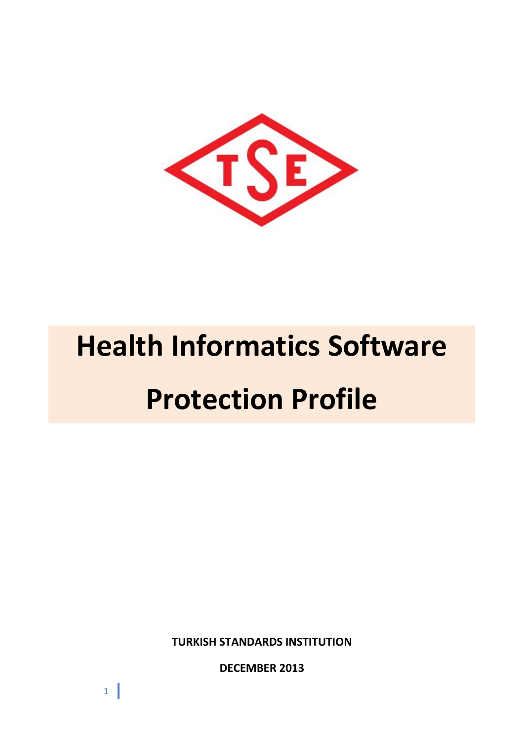# Health Informatics Software Protection Profile

**TURKISH STANDARDS INSTITUTION**

**DECEMBER 2013**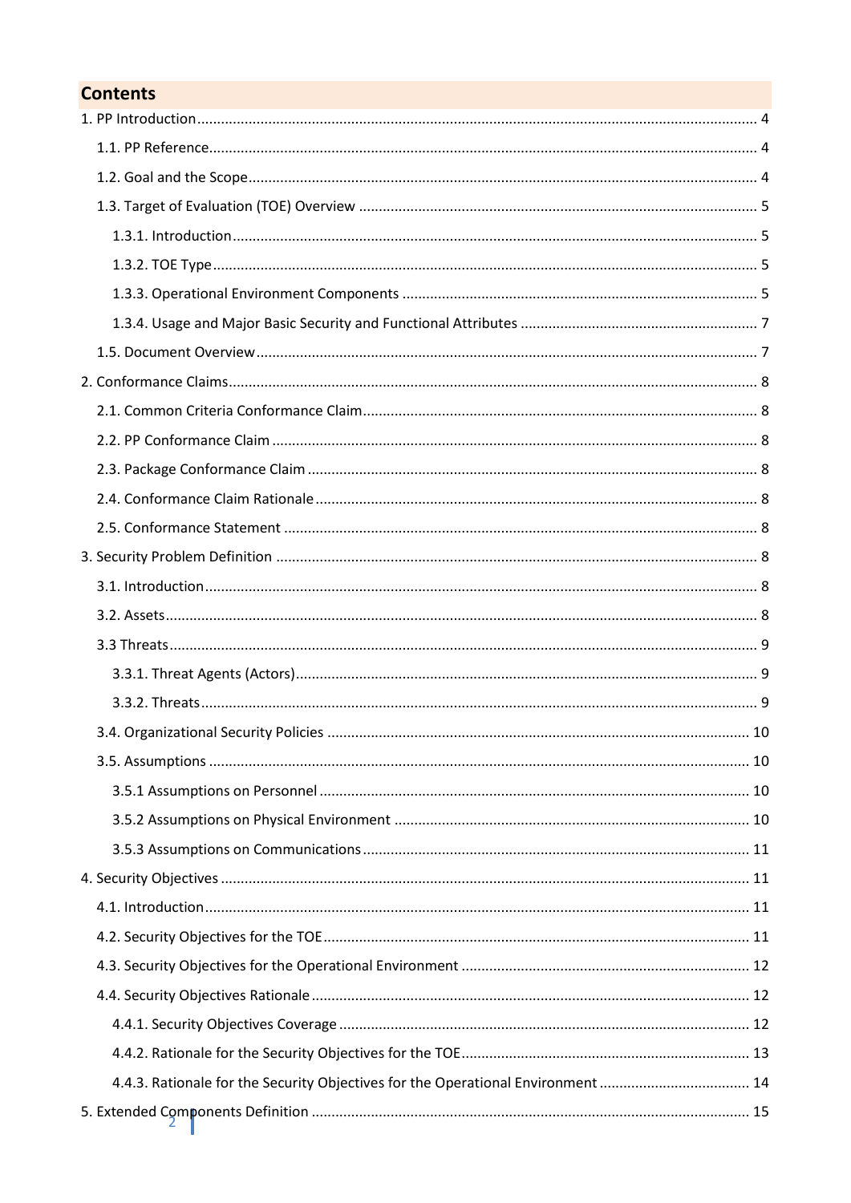## Contents

1. PP Introduction ........................................................................................................................... 4
   - 1.1. PP Reference ........................................................................................................................ 4
   - 1.2. Goal and the Scope ............................................................................................................... 4
   - 1.3. Target of Evaluation (TOE) Overview .................................................................................... 5
     - 1.3.1. Introduction ................................................................................................................... 5
     - 1.3.2. TOE Type ........................................................................................................................ 5
     - 1.3.3. Operational Environment Components ......................................................................... 5
     - 1.3.4. Usage and Major Basic Security and Functional Attributes ........................................... 7
   - 1.5. Document Overview ............................................................................................................. 7
2. Conformance Claims ................................................................................................................... 8
   - 2.1. Common Criteria Conformance Claim ................................................................................... 8
   - 2.2. PP Conformance Claim ......................................................................................................... 8
   - 2.3. Package Conformance Claim ................................................................................................ 8
   - 2.4. Conformance Claim Rationale .............................................................................................. 8
   - 2.5. Conformance Statement ...................................................................................................... 8
3. Security Problem Definition ........................................................................................................ 8
   - 3.1. Introduction .......................................................................................................................... 8
   - 3.2. Assets ................................................................................................................................... 8
   - 3.3 Threats ................................................................................................................................... 9
     - 3.3.1. Threat Agents (Actors) ................................................................................................... 9
     - 3.3.2. Threats ........................................................................................................................... 9
   - 3.4. Organizational Security Policies ......................................................................................... 10
   - 3.5. Assumptions ....................................................................................................................... 10
     - 3.5.1 Assumptions on Personnel ........................................................................................... 10
     - 3.5.2 Assumptions on Physical Environment ........................................................................ 10
     - 3.5.3 Assumptions on Communications ................................................................................ 11
4. Security Objectives .................................................................................................................... 11
   - 4.1. Introduction ........................................................................................................................ 11
   - 4.2. Security Objectives for the TOE ........................................................................................... 11
   - 4.3. Security Objectives for the Operational Environment ........................................................ 12
   - 4.4. Security Objectives Rationale ............................................................................................. 12
     - 4.4.1. Security Objectives Coverage ....................................................................................... 12
     - 4.4.2. Rationale for the Security Objectives for the TOE ........................................................ 13
     - 4.4.3. Rationale for the Security Objectives for the Operational Environment ...................... 14
5. Extended Components Definition ............................................................................................. 15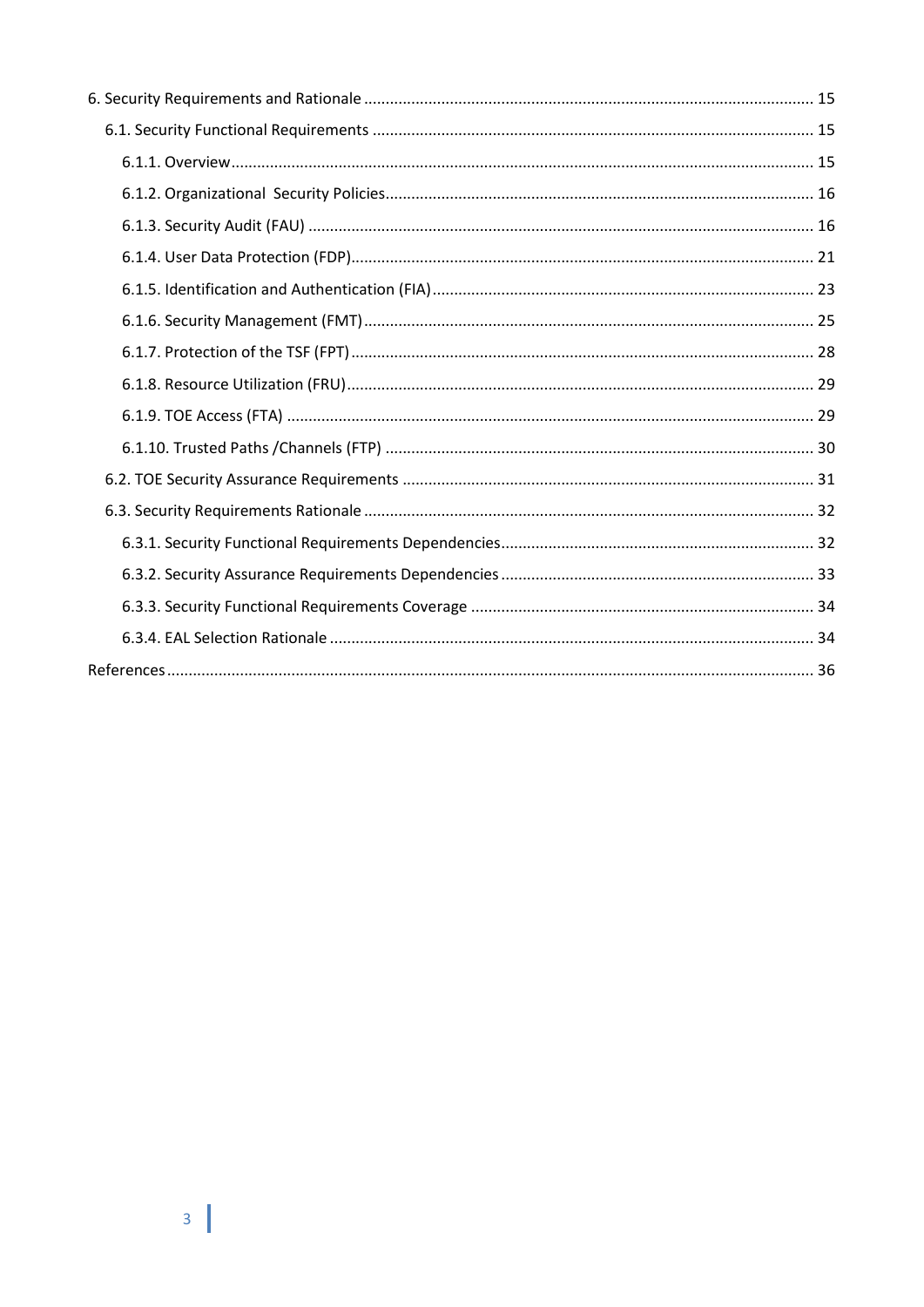6. Security Requirements and Rationale ........................................................................................................ 15

- 6.1. Security Functional Requirements ...................................................................................................... 15
  - 6.1.1. Overview ...................................................................................................................................... 15
  - 6.1.2. Organizational Security Policies .................................................................................................. 16
  - 6.1.3. Security Audit (FAU) .................................................................................................................... 16
  - 6.1.4. User Data Protection (FDP) .......................................................................................................... 21
  - 6.1.5. Identification and Authentication (FIA) ........................................................................................ 23
  - 6.1.6. Security Management (FMT) ....................................................................................................... 25
  - 6.1.7. Protection of the TSF (FPT) .......................................................................................................... 28
  - 6.1.8. Resource Utilization (FRU) ............................................................................................................ 29
  - 6.1.9. TOE Access (FTA) .......................................................................................................................... 29
  - 6.1.10. Trusted Paths /Channels (FTP) ................................................................................................... 30
- 6.2. TOE Security Assurance Requirements ............................................................................................... 31
- 6.3. Security Requirements Rationale ........................................................................................................ 32
  - 6.3.1. Security Functional Requirements Dependencies ........................................................................ 32
  - 6.3.2. Security Assurance Requirements Dependencies ........................................................................ 33
  - 6.3.3. Security Functional Requirements Coverage ............................................................................... 34
  - 6.3.4. EAL Selection Rationale ................................................................................................................ 34

References .................................................................................................................................................... 36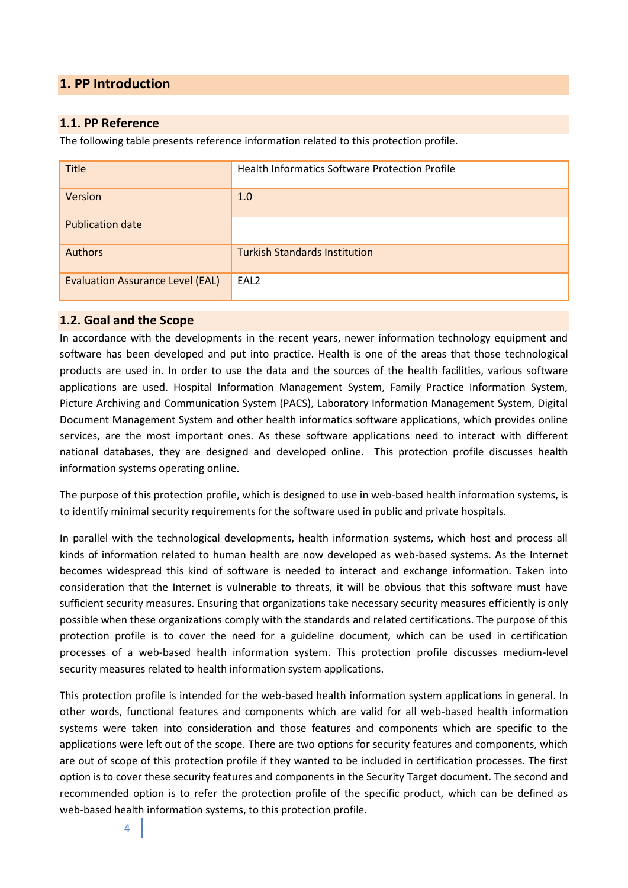# 1. PP Introduction

## 1.1. PP Reference

The following table presents reference information related to this protection profile.

| | |
|---|---|
| Title | Health Informatics Software Protection Profile |
| Version | 1.0 |
| Publication date | |
| Authors | Turkish Standards Institution |
| Evaluation Assurance Level (EAL) | EAL2 |

## 1.2. Goal and the Scope

In accordance with the developments in the recent years, newer information technology equipment and software has been developed and put into practice. Health is one of the areas that those technological products are used in. In order to use the data and the sources of the health facilities, various software applications are used. Hospital Information Management System, Family Practice Information System, Picture Archiving and Communication System (PACS), Laboratory Information Management System, Digital Document Management System and other health informatics software applications, which provides online services, are the most important ones. As these software applications need to interact with different national databases, they are designed and developed online. This protection profile discusses health information systems operating online.

The purpose of this protection profile, which is designed to use in web-based health information systems, is to identify minimal security requirements for the software used in public and private hospitals.

In parallel with the technological developments, health information systems, which host and process all kinds of information related to human health are now developed as web-based systems. As the Internet becomes widespread this kind of software is needed to interact and exchange information. Taken into consideration that the Internet is vulnerable to threats, it will be obvious that this software must have sufficient security measures. Ensuring that organizations take necessary security measures efficiently is only possible when these organizations comply with the standards and related certifications. The purpose of this protection profile is to cover the need for a guideline document, which can be used in certification processes of a web-based health information system. This protection profile discusses medium-level security measures related to health information system applications.

This protection profile is intended for the web-based health information system applications in general. In other words, functional features and components which are valid for all web-based health information systems were taken into consideration and those features and components which are specific to the applications were left out of the scope. There are two options for security features and components, which are out of scope of this protection profile if they wanted to be included in certification processes. The first option is to cover these security features and components in the Security Target document. The second and recommended option is to refer the protection profile of the specific product, which can be defined as web-based health information systems, to this protection profile.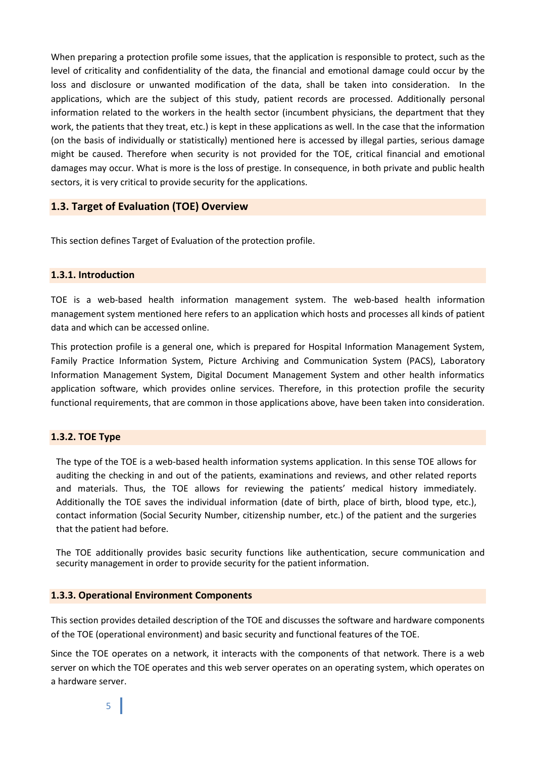When preparing a protection profile some issues, that the application is responsible to protect, such as the level of criticality and confidentiality of the data, the financial and emotional damage could occur by the loss and disclosure or unwanted modification of the data, shall be taken into consideration. In the applications, which are the subject of this study, patient records are processed. Additionally personal information related to the workers in the health sector (incumbent physicians, the department that they work, the patients that they treat, etc.) is kept in these applications as well. In the case that the information (on the basis of individually or statistically) mentioned here is accessed by illegal parties, serious damage might be caused. Therefore when security is not provided for the TOE, critical financial and emotional damages may occur. What is more is the loss of prestige. In consequence, in both private and public health sectors, it is very critical to provide security for the applications.

## 1.3. Target of Evaluation (TOE) Overview

This section defines Target of Evaluation of the protection profile.

### 1.3.1. Introduction

TOE is a web-based health information management system. The web-based health information management system mentioned here refers to an application which hosts and processes all kinds of patient data and which can be accessed online.

This protection profile is a general one, which is prepared for Hospital Information Management System, Family Practice Information System, Picture Archiving and Communication System (PACS), Laboratory Information Management System, Digital Document Management System and other health informatics application software, which provides online services. Therefore, in this protection profile the security functional requirements, that are common in those applications above, have been taken into consideration.

### 1.3.2. TOE Type

The type of the TOE is a web-based health information systems application. In this sense TOE allows for auditing the checking in and out of the patients, examinations and reviews, and other related reports and materials. Thus, the TOE allows for reviewing the patients' medical history immediately. Additionally the TOE saves the individual information (date of birth, place of birth, blood type, etc.), contact information (Social Security Number, citizenship number, etc.) of the patient and the surgeries that the patient had before.

The TOE additionally provides basic security functions like authentication, secure communication and security management in order to provide security for the patient information.

### 1.3.3. Operational Environment Components

This section provides detailed description of the TOE and discusses the software and hardware components of the TOE (operational environment) and basic security and functional features of the TOE.

Since the TOE operates on a network, it interacts with the components of that network. There is a web server on which the TOE operates and this web server operates on an operating system, which operates on a hardware server.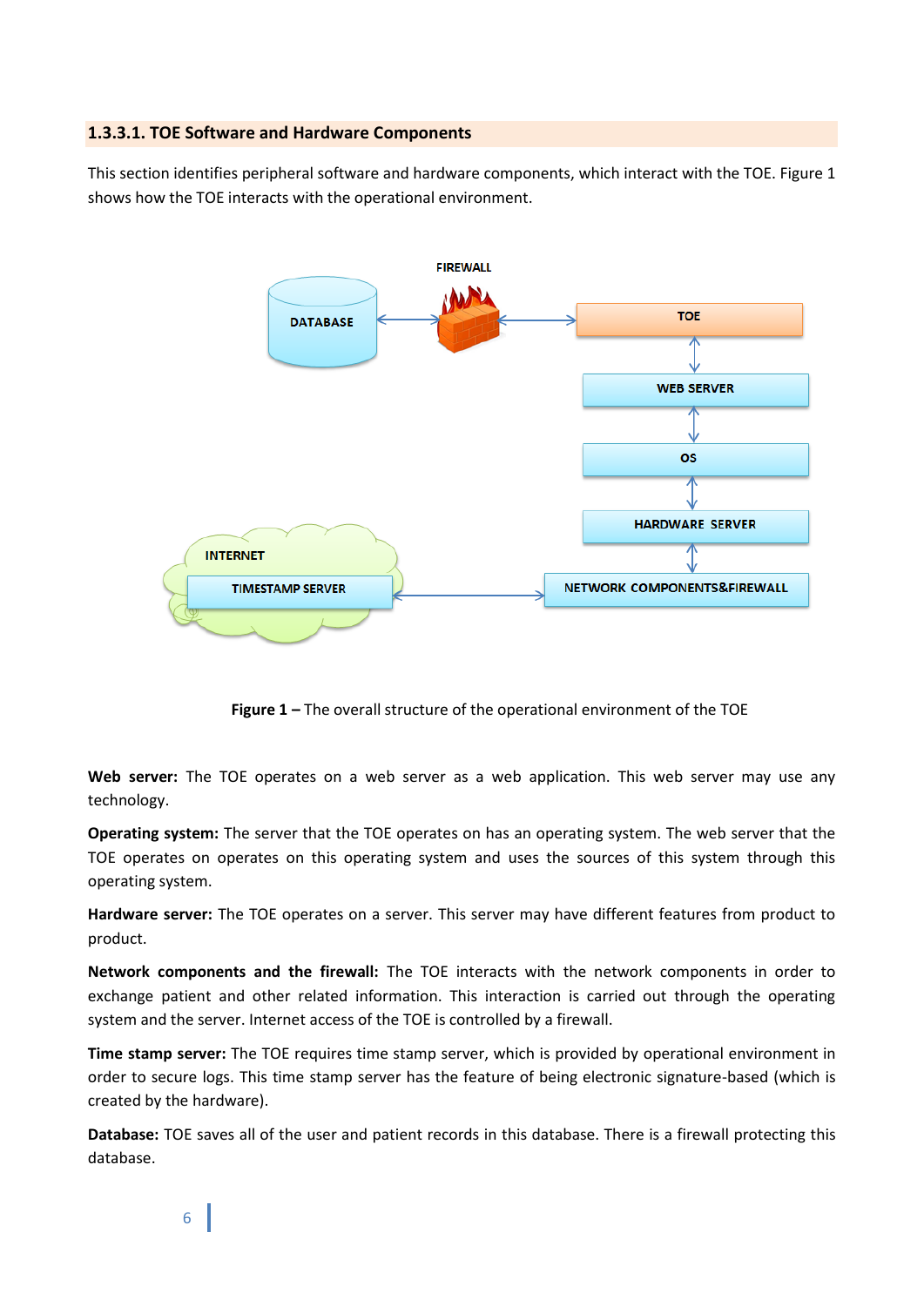### 1.3.3.1. TOE Software and Hardware Components

This section identifies peripheral software and hardware components, which interact with the TOE. Figure 1 shows how the TOE interacts with the operational environment.

FIREWALL

DATABASE

TOE

WEB SERVER

OS

HARDWARE SERVER

INTERNET

TIMESTAMP SERVER

NETWORK COMPONENTS&FIREWALL

**Figure 1 –** The overall structure of the operational environment of the TOE

**Web server:** The TOE operates on a web server as a web application. This web server may use any technology.

**Operating system:** The server that the TOE operates on has an operating system. The web server that the TOE operates on operates on this operating system and uses the sources of this system through this operating system.

**Hardware server:** The TOE operates on a server. This server may have different features from product to product.

**Network components and the firewall:** The TOE interacts with the network components in order to exchange patient and other related information. This interaction is carried out through the operating system and the server. Internet access of the TOE is controlled by a firewall.

**Time stamp server:** The TOE requires time stamp server, which is provided by operational environment in order to secure logs. This time stamp server has the feature of being electronic signature-based (which is created by the hardware).

**Database:** TOE saves all of the user and patient records in this database. There is a firewall protecting this database.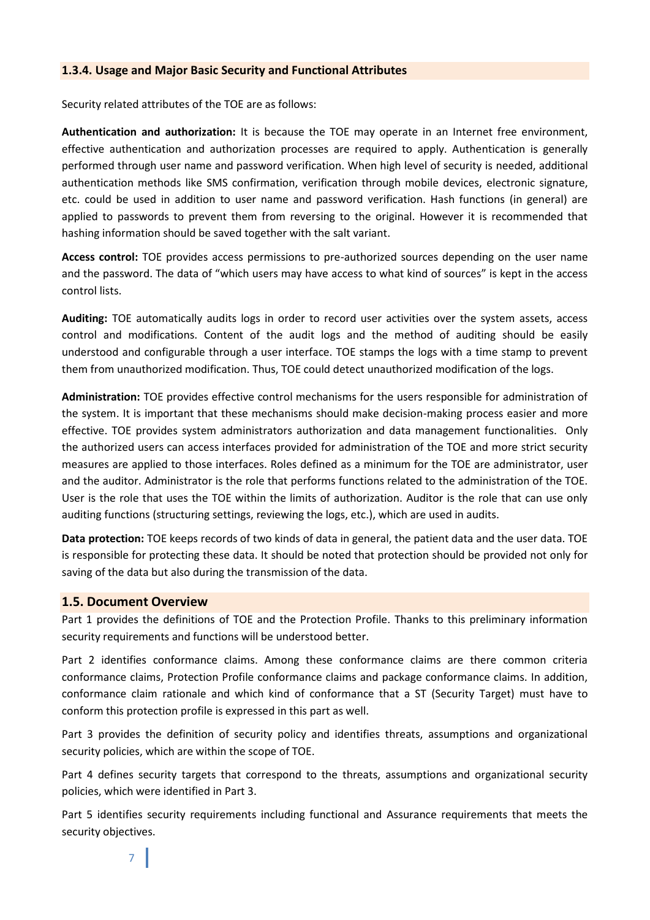### 1.3.4. Usage and Major Basic Security and Functional Attributes

Security related attributes of the TOE are as follows:

**Authentication and authorization:** It is because the TOE may operate in an Internet free environment, effective authentication and authorization processes are required to apply. Authentication is generally performed through user name and password verification. When high level of security is needed, additional authentication methods like SMS confirmation, verification through mobile devices, electronic signature, etc. could be used in addition to user name and password verification. Hash functions (in general) are applied to passwords to prevent them from reversing to the original. However it is recommended that hashing information should be saved together with the salt variant.

**Access control:** TOE provides access permissions to pre-authorized sources depending on the user name and the password. The data of "which users may have access to what kind of sources" is kept in the access control lists.

**Auditing:** TOE automatically audits logs in order to record user activities over the system assets, access control and modifications. Content of the audit logs and the method of auditing should be easily understood and configurable through a user interface. TOE stamps the logs with a time stamp to prevent them from unauthorized modification. Thus, TOE could detect unauthorized modification of the logs.

**Administration:** TOE provides effective control mechanisms for the users responsible for administration of the system. It is important that these mechanisms should make decision-making process easier and more effective. TOE provides system administrators authorization and data management functionalities. Only the authorized users can access interfaces provided for administration of the TOE and more strict security measures are applied to those interfaces. Roles defined as a minimum for the TOE are administrator, user and the auditor. Administrator is the role that performs functions related to the administration of the TOE. User is the role that uses the TOE within the limits of authorization. Auditor is the role that can use only auditing functions (structuring settings, reviewing the logs, etc.), which are used in audits.

**Data protection:** TOE keeps records of two kinds of data in general, the patient data and the user data. TOE is responsible for protecting these data. It should be noted that protection should be provided not only for saving of the data but also during the transmission of the data.

## 1.5. Document Overview

Part 1 provides the definitions of TOE and the Protection Profile. Thanks to this preliminary information security requirements and functions will be understood better.

Part 2 identifies conformance claims. Among these conformance claims are there common criteria conformance claims, Protection Profile conformance claims and package conformance claims. In addition, conformance claim rationale and which kind of conformance that a ST (Security Target) must have to conform this protection profile is expressed in this part as well.

Part 3 provides the definition of security policy and identifies threats, assumptions and organizational security policies, which are within the scope of TOE.

Part 4 defines security targets that correspond to the threats, assumptions and organizational security policies, which were identified in Part 3.

Part 5 identifies security requirements including functional and Assurance requirements that meets the security objectives.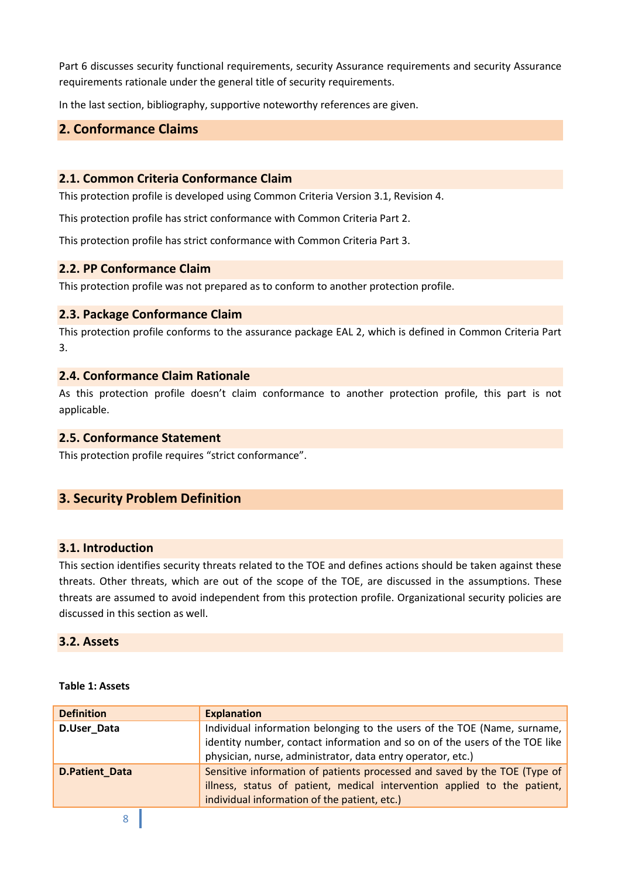Part 6 discusses security functional requirements, security Assurance requirements and security Assurance requirements rationale under the general title of security requirements.

In the last section, bibliography, supportive noteworthy references are given.

## 2. Conformance Claims

### 2.1. Common Criteria Conformance Claim

This protection profile is developed using Common Criteria Version 3.1, Revision 4.

This protection profile has strict conformance with Common Criteria Part 2.

This protection profile has strict conformance with Common Criteria Part 3.

### 2.2. PP Conformance Claim

This protection profile was not prepared as to conform to another protection profile.

### 2.3. Package Conformance Claim

This protection profile conforms to the assurance package EAL 2, which is defined in Common Criteria Part 3.

### 2.4. Conformance Claim Rationale

As this protection profile doesn't claim conformance to another protection profile, this part is not applicable.

### 2.5. Conformance Statement

This protection profile requires "strict conformance".

## 3. Security Problem Definition

### 3.1. Introduction

This section identifies security threats related to the TOE and defines actions should be taken against these threats. Other threats, which are out of the scope of the TOE, are discussed in the assumptions. These threats are assumed to avoid independent from this protection profile. Organizational security policies are discussed in this section as well.

### 3.2. Assets

**Table 1: Assets**

| Definition | Explanation |
|---|---|
| **D.User_Data** | Individual information belonging to the users of the TOE (Name, surname, identity number, contact information and so on of the users of the TOE like physician, nurse, administrator, data entry operator, etc.) |
| **D.Patient_Data** | Sensitive information of patients processed and saved by the TOE (Type of illness, status of patient, medical intervention applied to the patient, individual information of the patient, etc.) |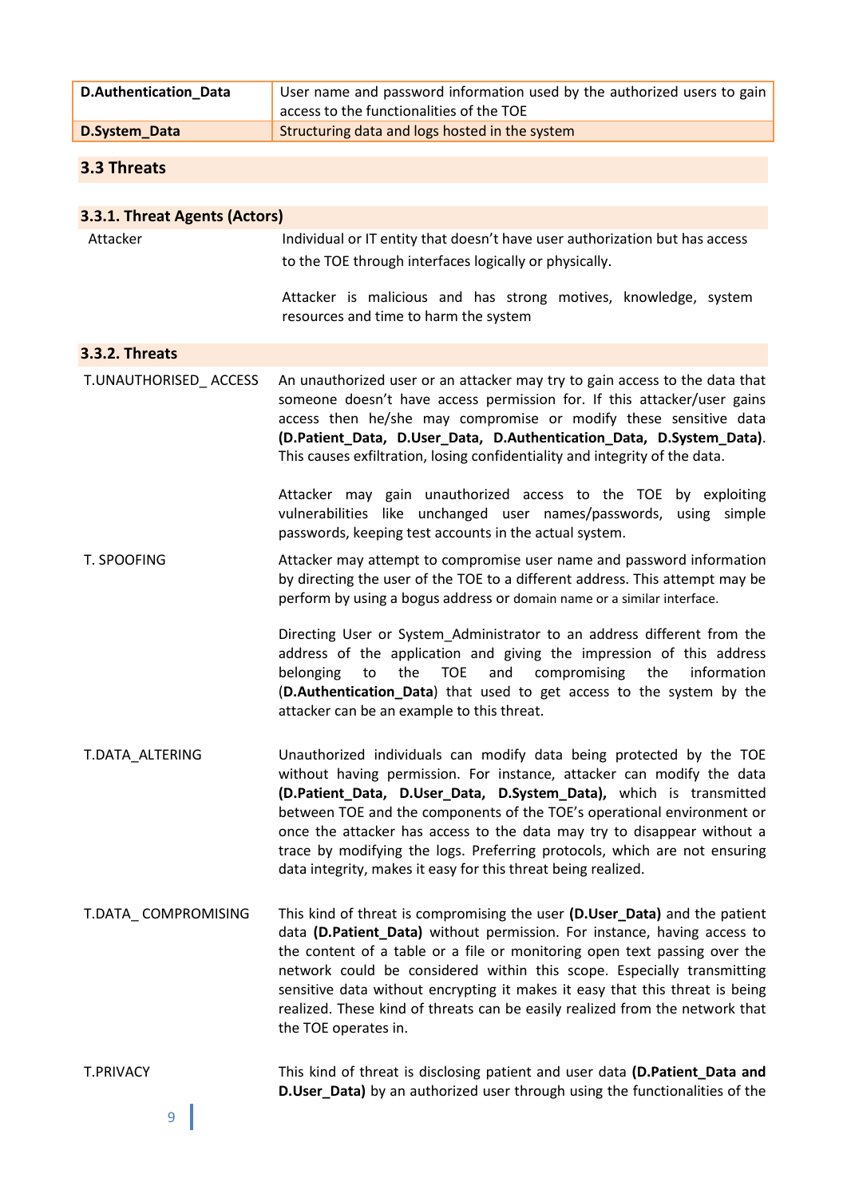| | |
|---|---|
| **D.Authentication_Data** | User name and password information used by the authorized users to gain access to the functionalities of the TOE |
| **D.System_Data** | Structuring data and logs hosted in the system |

## 3.3 Threats

### 3.3.1. Threat Agents (Actors)

| | |
|---|---|
| Attacker | Individual or IT entity that doesn't have user authorization but has access to the TOE through interfaces logically or physically.<br><br>Attacker is malicious and has strong motives, knowledge, system resources and time to harm the system |

### 3.3.2. Threats

| | |
|---|---|
| T.UNAUTHORISED_ ACCESS | An unauthorized user or an attacker may try to gain access to the data that someone doesn't have access permission for. If this attacker/user gains access then he/she may compromise or modify these sensitive data **(D.Patient_Data, D.User_Data, D.Authentication_Data, D.System_Data)**. This causes exfiltration, losing confidentiality and integrity of the data.<br><br>Attacker may gain unauthorized access to the TOE by exploiting vulnerabilities like unchanged user names/passwords, using simple passwords, keeping test accounts in the actual system. |
| T. SPOOFING | Attacker may attempt to compromise user name and password information by directing the user of the TOE to a different address. This attempt may be perform by using a bogus address or domain name or a similar interface.<br><br>Directing User or System_Administrator to an address different from the address of the application and giving the impression of this address belonging to the TOE and compromising the information (**D.Authentication_Data**) that used to get access to the system by the attacker can be an example to this threat. |
| T.DATA_ALTERING | Unauthorized individuals can modify data being protected by the TOE without having permission. For instance, attacker can modify the data **(D.Patient_Data, D.User_Data, D.System_Data),** which is transmitted between TOE and the components of the TOE's operational environment or once the attacker has access to the data may try to disappear without a trace by modifying the logs. Preferring protocols, which are not ensuring data integrity, makes it easy for this threat being realized. |
| T.DATA_ COMPROMISING | This kind of threat is compromising the user **(D.User_Data)** and the patient data **(D.Patient_Data)** without permission. For instance, having access to the content of a table or a file or monitoring open text passing over the network could be considered within this scope. Especially transmitting sensitive data without encrypting it makes it easy that this threat is being realized. These kind of threats can be easily realized from the network that the TOE operates in. |
| T.PRIVACY | This kind of threat is disclosing patient and user data **(D.Patient_Data and D.User_Data)** by an authorized user through using the functionalities of the |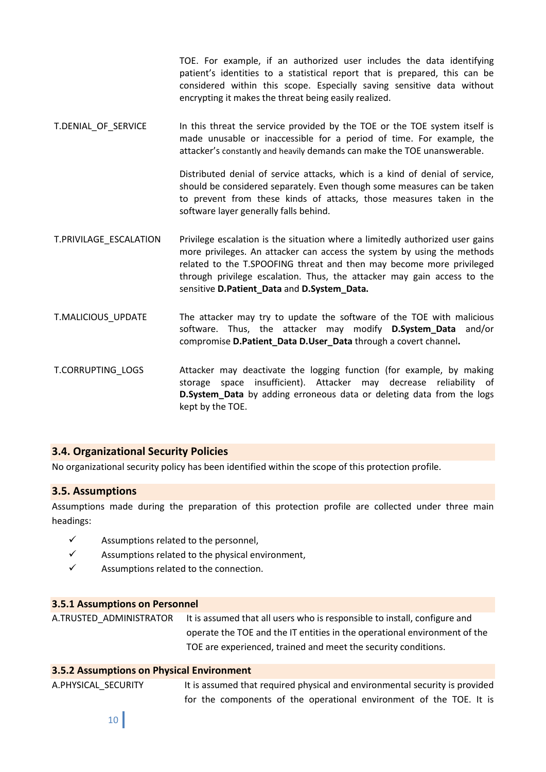TOE. For example, if an authorized user includes the data identifying patient's identities to a statistical report that is prepared, this can be considered within this scope. Especially saving sensitive data without encrypting it makes the threat being easily realized.

T.DENIAL_OF_SERVICE
In this threat the service provided by the TOE or the TOE system itself is made unusable or inaccessible for a period of time. For example, the attacker's constantly and heavily demands can make the TOE unanswerable.

Distributed denial of service attacks, which is a kind of denial of service, should be considered separately. Even though some measures can be taken to prevent from these kinds of attacks, those measures taken in the software layer generally falls behind.

T.PRIVILAGE_ESCALATION
Privilege escalation is the situation where a limitedly authorized user gains more privileges. An attacker can access the system by using the methods related to the T.SPOOFING threat and then may become more privileged through privilege escalation. Thus, the attacker may gain access to the sensitive **D.Patient_Data** and **D.System_Data.**

T.MALICIOUS_UPDATE
The attacker may try to update the software of the TOE with malicious software. Thus, the attacker may modify **D.System_Data** and/or compromise **D.Patient_Data D.User_Data** through a covert channel**.**

T.CORRUPTING_LOGS
Attacker may deactivate the logging function (for example, by making storage space insufficient). Attacker may decrease reliability of **D.System_Data** by adding erroneous data or deleting data from the logs kept by the TOE.

## 3.4. Organizational Security Policies

No organizational security policy has been identified within the scope of this protection profile.

## 3.5. Assumptions

Assumptions made during the preparation of this protection profile are collected under three main headings:

- ✓ Assumptions related to the personnel,
- ✓ Assumptions related to the physical environment,
- ✓ Assumptions related to the connection.

### 3.5.1 Assumptions on Personnel

A.TRUSTED_ADMINISTRATOR
It is assumed that all users who is responsible to install, configure and operate the TOE and the IT entities in the operational environment of the TOE are experienced, trained and meet the security conditions.

### 3.5.2 Assumptions on Physical Environment

A.PHYSICAL_SECURITY
It is assumed that required physical and environmental security is provided for the components of the operational environment of the TOE. It is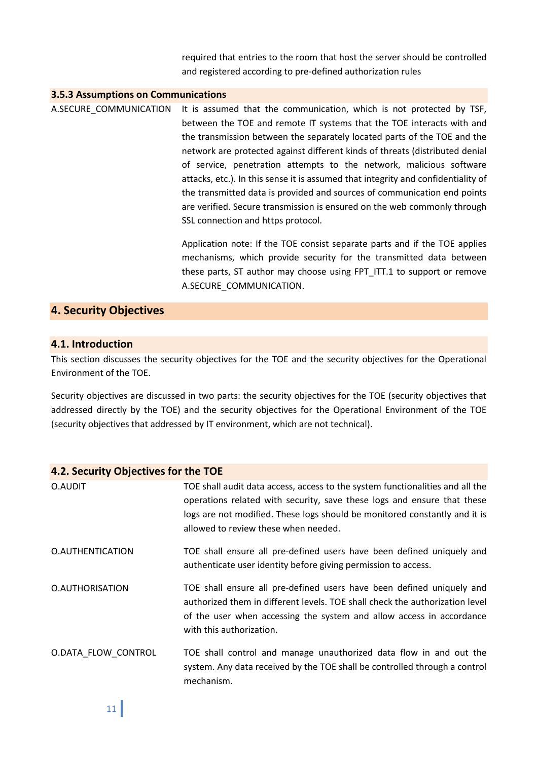required that entries to the room that host the server should be controlled and registered according to pre-defined authorization rules

### 3.5.3 Assumptions on Communications

A.SECURE_COMMUNICATION It is assumed that the communication, which is not protected by TSF, between the TOE and remote IT systems that the TOE interacts with and the transmission between the separately located parts of the TOE and the network are protected against different kinds of threats (distributed denial of service, penetration attempts to the network, malicious software attacks, etc.). In this sense it is assumed that integrity and confidentiality of the transmitted data is provided and sources of communication end points are verified. Secure transmission is ensured on the web commonly through SSL connection and https protocol.

Application note: If the TOE consist separate parts and if the TOE applies mechanisms, which provide security for the transmitted data between these parts, ST author may choose using FPT_ITT.1 to support or remove A.SECURE_COMMUNICATION.

# 4. Security Objectives

## 4.1. Introduction

This section discusses the security objectives for the TOE and the security objectives for the Operational Environment of the TOE.

Security objectives are discussed in two parts: the security objectives for the TOE (security objectives that addressed directly by the TOE) and the security objectives for the Operational Environment of the TOE (security objectives that addressed by IT environment, which are not technical).

## 4.2. Security Objectives for the TOE

O.AUDIT TOE shall audit data access, access to the system functionalities and all the operations related with security, save these logs and ensure that these logs are not modified. These logs should be monitored constantly and it is allowed to review these when needed.

O.AUTHENTICATION TOE shall ensure all pre-defined users have been defined uniquely and authenticate user identity before giving permission to access.

O.AUTHORISATION TOE shall ensure all pre-defined users have been defined uniquely and authorized them in different levels. TOE shall check the authorization level of the user when accessing the system and allow access in accordance with this authorization.

O.DATA_FLOW_CONTROL TOE shall control and manage unauthorized data flow in and out the system. Any data received by the TOE shall be controlled through a control mechanism.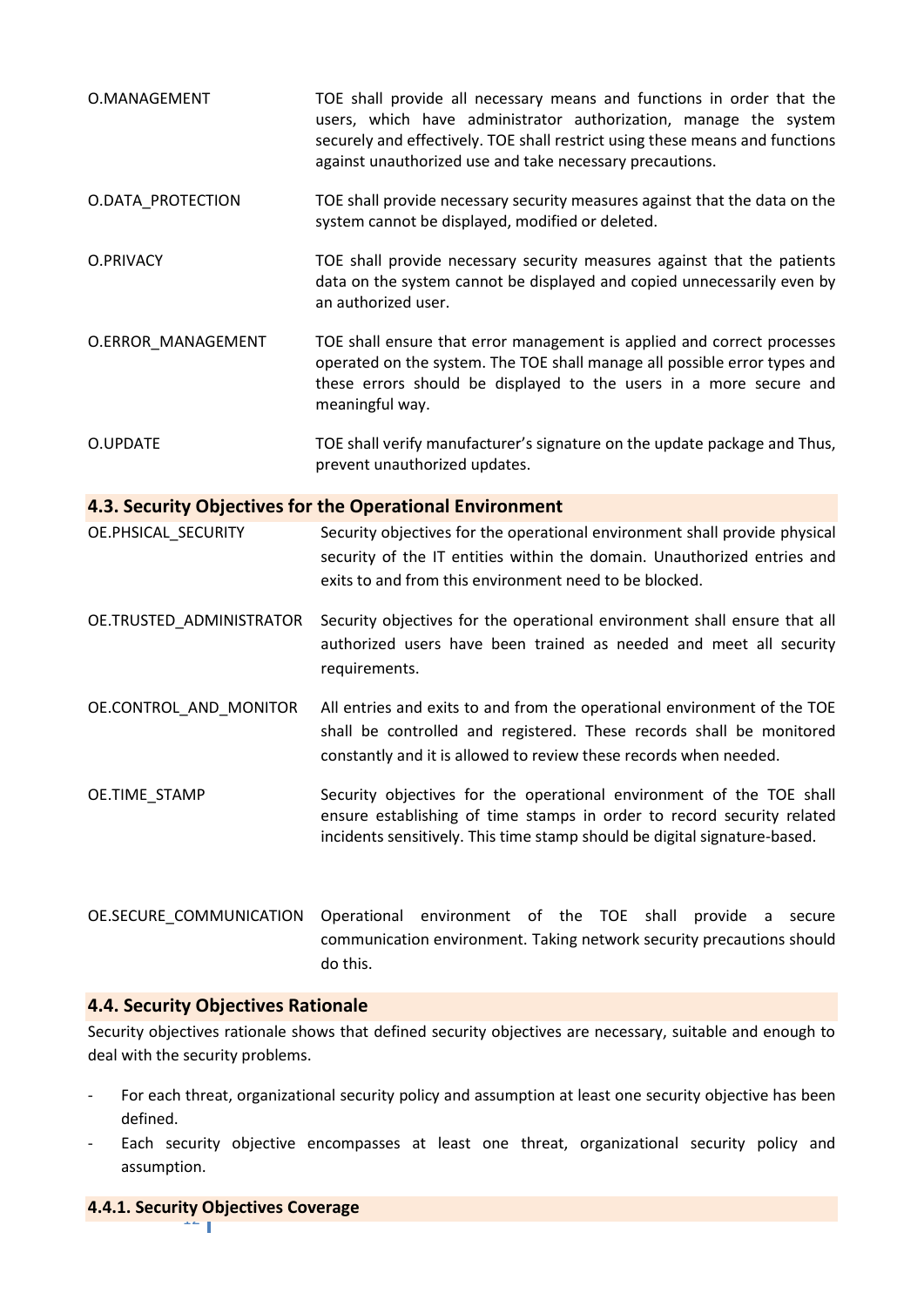| | |
|---|---|
| O.MANAGEMENT | TOE shall provide all necessary means and functions in order that the users, which have administrator authorization, manage the system securely and effectively. TOE shall restrict using these means and functions against unauthorized use and take necessary precautions. |
| O.DATA_PROTECTION | TOE shall provide necessary security measures against that the data on the system cannot be displayed, modified or deleted. |
| O.PRIVACY | TOE shall provide necessary security measures against that the patients data on the system cannot be displayed and copied unnecessarily even by an authorized user. |
| O.ERROR_MANAGEMENT | TOE shall ensure that error management is applied and correct processes operated on the system. The TOE shall manage all possible error types and these errors should be displayed to the users in a more secure and meaningful way. |
| O.UPDATE | TOE shall verify manufacturer's signature on the update package and Thus, prevent unauthorized updates. |

## 4.3. Security Objectives for the Operational Environment

| | |
|---|---|
| OE.PHSICAL_SECURITY | Security objectives for the operational environment shall provide physical security of the IT entities within the domain. Unauthorized entries and exits to and from this environment need to be blocked. |
| OE.TRUSTED_ADMINISTRATOR | Security objectives for the operational environment shall ensure that all authorized users have been trained as needed and meet all security requirements. |
| OE.CONTROL_AND_MONITOR | All entries and exits to and from the operational environment of the TOE shall be controlled and registered. These records shall be monitored constantly and it is allowed to review these records when needed. |
| OE.TIME_STAMP | Security objectives for the operational environment of the TOE shall ensure establishing of time stamps in order to record security related incidents sensitively. This time stamp should be digital signature-based. |
| OE.SECURE_COMMUNICATION | Operational environment of the TOE shall provide a secure communication environment. Taking network security precautions should do this. |

## 4.4. Security Objectives Rationale

Security objectives rationale shows that defined security objectives are necessary, suitable and enough to deal with the security problems.

- For each threat, organizational security policy and assumption at least one security objective has been defined.
- Each security objective encompasses at least one threat, organizational security policy and assumption.

### 4.4.1. Security Objectives Coverage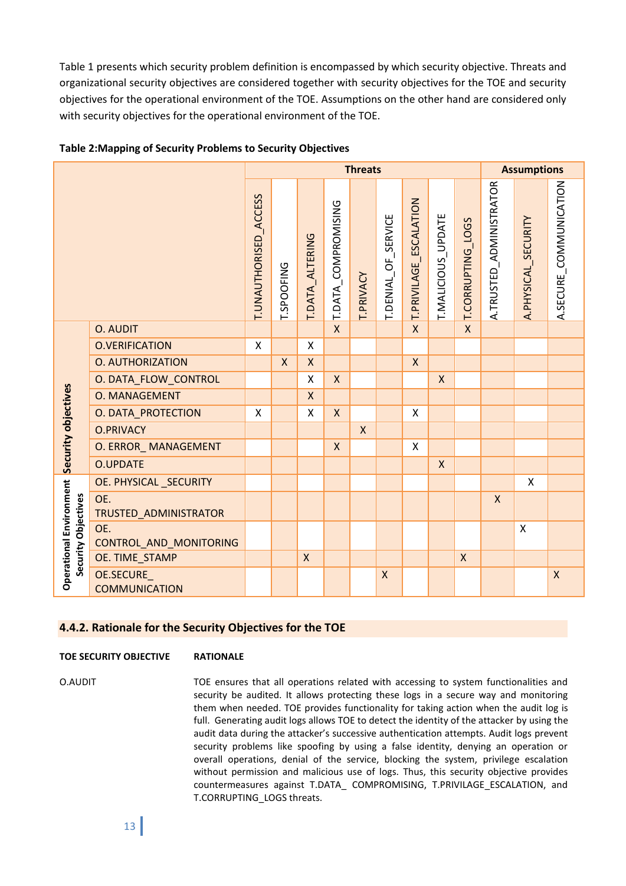Table 1 presents which security problem definition is encompassed by which security objective. Threats and organizational security objectives are considered together with security objectives for the TOE and security objectives for the operational environment of the TOE. Assumptions on the other hand are considered only with security objectives for the operational environment of the TOE.

**Table 2:Mapping of Security Problems to Security Objectives**

| | | Threats | | | | | | | | | Assumptions | | |
|---|---|---|---|---|---|---|---|---|---|---|---|---|---|
| | | T.UNAUTHORISED_ACCESS | T.SPOOFING | T.DATA_ALTERING | T.DATA_COMPROMISING | T.PRIVACY | T.DENIAL_OF_SERVICE | T.PRIVILAGE_ESCALATION | T.MALICIOUS_UPDATE | T.CORRUPTING_LOGS | A.TRUSTED_ADMINISTRATOR | A.PHYSICAL_SECURITY | A.SECURE_COMMUNICATION |
| Security objectives | O. AUDIT | | | | X | | | X | | X | | | |
| | O.VERIFICATION | X | | X | | | | | | | | | |
| | O. AUTHORIZATION | | X | X | | | | X | | | | | |
| | O. DATA_FLOW_CONTROL | | | X | X | | | | X | | | | |
| | O. MANAGEMENT | | | X | | | | | | | | | |
| | O. DATA_PROTECTION | X | | X | X | | | X | | | | | |
| | O.PRIVACY | | | | | X | | | | | | | |
| | O. ERROR_ MANAGEMENT | | | | X | | | X | | | | | |
| | O.UPDATE | | | | | | | | X | | | | |
| Operational Environment Security Objectives | OE. PHYSICAL _SECURITY | | | | | | | | | | | X | |
| | OE. TRUSTED_ADMINISTRATOR | | | | | | | | | | X | | |
| | OE. CONTROL_AND_MONITORING | | | | | | | | | | | X | |
| | OE. TIME_STAMP | | | X | | | | | | X | | | |
| | OE.SECURE_ COMMUNICATION | | | | | | X | | | | | | X |

### 4.4.2. Rationale for the Security Objectives for the TOE

| TOE SECURITY OBJECTIVE | RATIONALE |
|---|---|
| O.AUDIT | TOE ensures that all operations related with accessing to system functionalities and security be audited. It allows protecting these logs in a secure way and monitoring them when needed. TOE provides functionality for taking action when the audit log is full. Generating audit logs allows TOE to detect the identity of the attacker by using the audit data during the attacker's successive authentication attempts. Audit logs prevent security problems like spoofing by using a false identity, denying an operation or overall operations, denial of the service, blocking the system, privilege escalation without permission and malicious use of logs. Thus, this security objective provides countermeasures against T.DATA_ COMPROMISING, T.PRIVILAGE_ESCALATION, and T.CORRUPTING_LOGS threats. |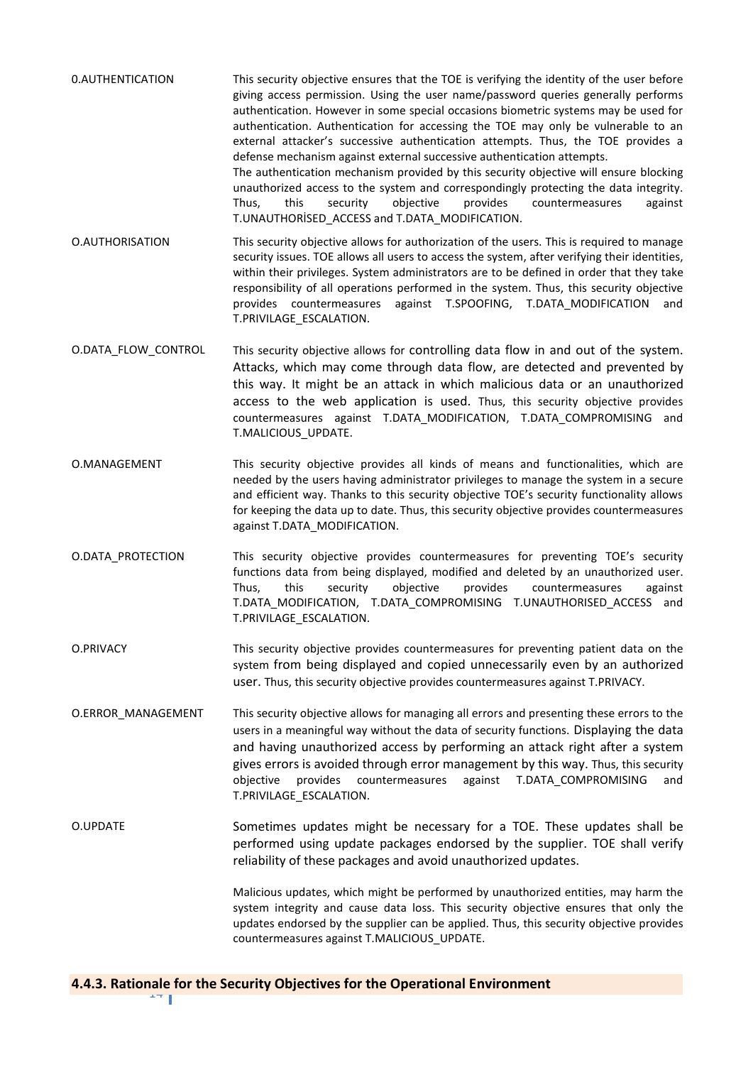| | |
|---|---|
| 0.AUTHENTICATION | This security objective ensures that the TOE is verifying the identity of the user before giving access permission. Using the user name/password queries generally performs authentication. However in some special occasions biometric systems may be used for authentication. Authentication for accessing the TOE may only be vulnerable to an external attacker's successive authentication attempts. Thus, the TOE provides a defense mechanism against external successive authentication attempts.<br>The authentication mechanism provided by this security objective will ensure blocking unauthorized access to the system and correspondingly protecting the data integrity. Thus, this security objective provides countermeasures against T.UNAUTHORİSED_ACCESS and T.DATA_MODIFICATION. |
| O.AUTHORISATION | This security objective allows for authorization of the users. This is required to manage security issues. TOE allows all users to access the system, after verifying their identities, within their privileges. System administrators are to be defined in order that they take responsibility of all operations performed in the system. Thus, this security objective provides countermeasures against T.SPOOFING, T.DATA_MODIFICATION and T.PRIVILAGE_ESCALATION. |
| O.DATA_FLOW_CONTROL | This security objective allows for controlling data flow in and out of the system. Attacks, which may come through data flow, are detected and prevented by this way. It might be an attack in which malicious data or an unauthorized access to the web application is used. Thus, this security objective provides countermeasures against T.DATA_MODIFICATION, T.DATA_COMPROMISING and T.MALICIOUS_UPDATE. |
| O.MANAGEMENT | This security objective provides all kinds of means and functionalities, which are needed by the users having administrator privileges to manage the system in a secure and efficient way. Thanks to this security objective TOE's security functionality allows for keeping the data up to date. Thus, this security objective provides countermeasures against T.DATA_MODIFICATION. |
| O.DATA_PROTECTION | This security objective provides countermeasures for preventing TOE's security functions data from being displayed, modified and deleted by an unauthorized user. Thus, this security objective provides countermeasures against T.DATA_MODIFICATION, T.DATA_COMPROMISING T.UNAUTHORISED_ACCESS and T.PRIVILAGE_ESCALATION. |
| O.PRIVACY | This security objective provides countermeasures for preventing patient data on the system from being displayed and copied unnecessarily even by an authorized user. Thus, this security objective provides countermeasures against T.PRIVACY. |
| O.ERROR_MANAGEMENT | This security objective allows for managing all errors and presenting these errors to the users in a meaningful way without the data of security functions. Displaying the data and having unauthorized access by performing an attack right after a system gives errors is avoided through error management by this way. Thus, this security objective provides countermeasures against T.DATA_COMPROMISING and T.PRIVILAGE_ESCALATION. |
| O.UPDATE | Sometimes updates might be necessary for a TOE. These updates shall be performed using update packages endorsed by the supplier. TOE shall verify reliability of these packages and avoid unauthorized updates.<br><br>Malicious updates, which might be performed by unauthorized entities, may harm the system integrity and cause data loss. This security objective ensures that only the updates endorsed by the supplier can be applied. Thus, this security objective provides countermeasures against T.MALICIOUS_UPDATE. |

### 4.4.3. Rationale for the Security Objectives for the Operational Environment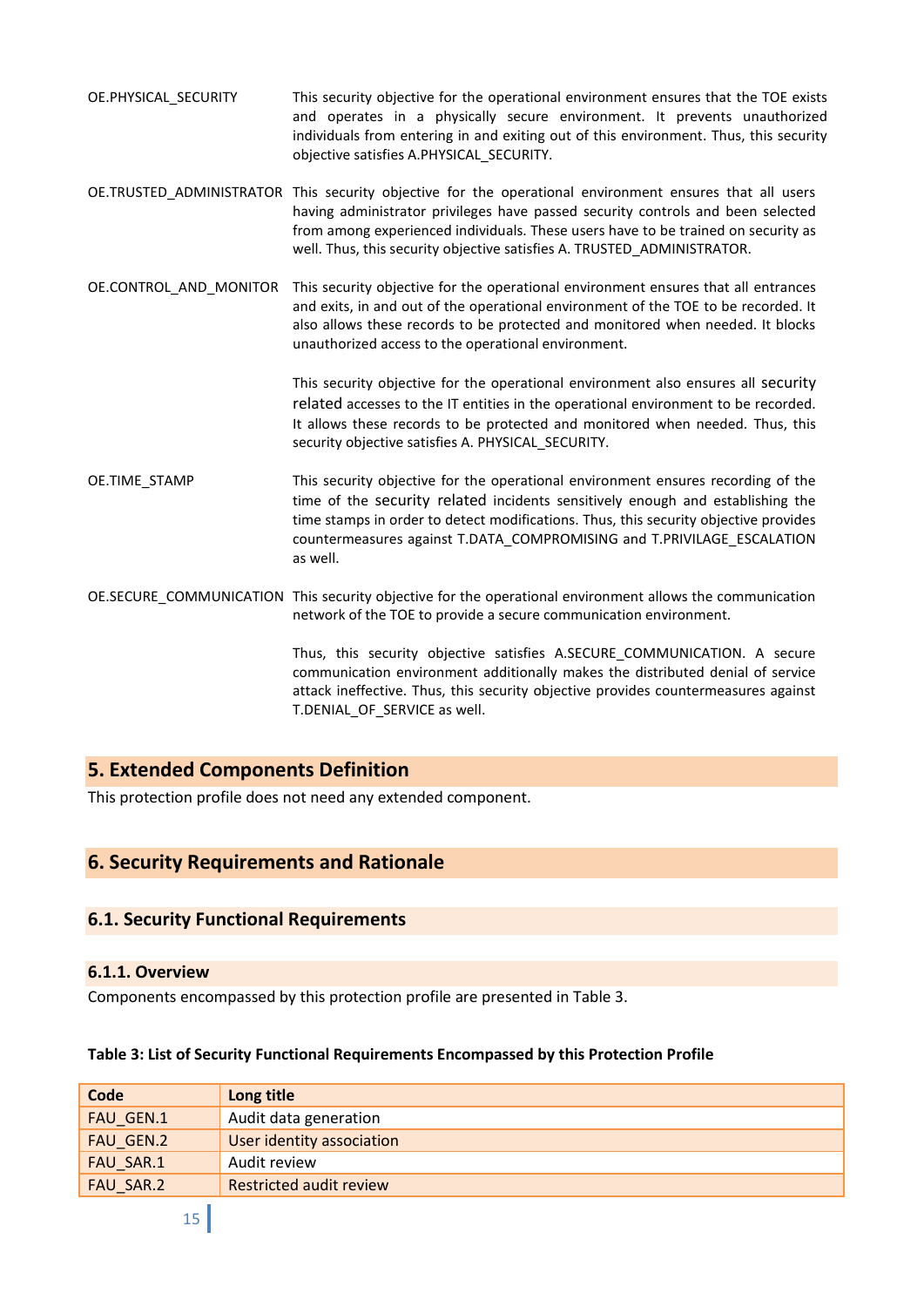OE.PHYSICAL_SECURITY This security objective for the operational environment ensures that the TOE exists and operates in a physically secure environment. It prevents unauthorized individuals from entering in and exiting out of this environment. Thus, this security objective satisfies A.PHYSICAL_SECURITY.

OE.TRUSTED_ADMINISTRATOR This security objective for the operational environment ensures that all users having administrator privileges have passed security controls and been selected from among experienced individuals. These users have to be trained on security as well. Thus, this security objective satisfies A. TRUSTED_ADMINISTRATOR.

OE.CONTROL_AND_MONITOR This security objective for the operational environment ensures that all entrances and exits, in and out of the operational environment of the TOE to be recorded. It also allows these records to be protected and monitored when needed. It blocks unauthorized access to the operational environment.

This security objective for the operational environment also ensures all security related accesses to the IT entities in the operational environment to be recorded. It allows these records to be protected and monitored when needed. Thus, this security objective satisfies A. PHYSICAL_SECURITY.

OE.TIME_STAMP This security objective for the operational environment ensures recording of the time of the security related incidents sensitively enough and establishing the time stamps in order to detect modifications. Thus, this security objective provides countermeasures against T.DATA_COMPROMISING and T.PRIVILAGE_ESCALATION as well.

OE.SECURE_COMMUNICATION This security objective for the operational environment allows the communication network of the TOE to provide a secure communication environment.

Thus, this security objective satisfies A.SECURE_COMMUNICATION. A secure communication environment additionally makes the distributed denial of service attack ineffective. Thus, this security objective provides countermeasures against T.DENIAL_OF_SERVICE as well.

# 5. Extended Components Definition

This protection profile does not need any extended component.

# 6. Security Requirements and Rationale

## 6.1. Security Functional Requirements

### 6.1.1. Overview

Components encompassed by this protection profile are presented in Table 3.

**Table 3: List of Security Functional Requirements Encompassed by this Protection Profile**

| Code | Long title |
|---|---|
| FAU_GEN.1 | Audit data generation |
| FAU_GEN.2 | User identity association |
| FAU_SAR.1 | Audit review |
| FAU_SAR.2 | Restricted audit review |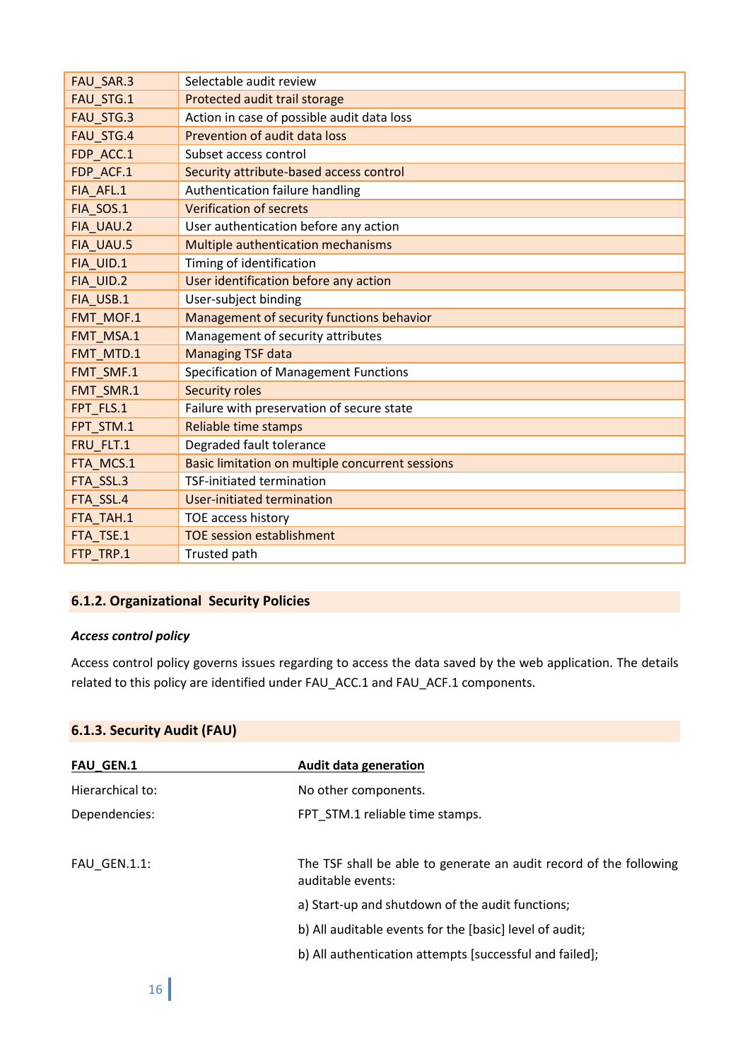| | |
|---|---|
| FAU_SAR.3 | Selectable audit review |
| FAU_STG.1 | Protected audit trail storage |
| FAU_STG.3 | Action in case of possible audit data loss |
| FAU_STG.4 | Prevention of audit data loss |
| FDP_ACC.1 | Subset access control |
| FDP_ACF.1 | Security attribute-based access control |
| FIA_AFL.1 | Authentication failure handling |
| FIA_SOS.1 | Verification of secrets |
| FIA_UAU.2 | User authentication before any action |
| FIA_UAU.5 | Multiple authentication mechanisms |
| FIA_UID.1 | Timing of identification |
| FIA_UID.2 | User identification before any action |
| FIA_USB.1 | User-subject binding |
| FMT_MOF.1 | Management of security functions behavior |
| FMT_MSA.1 | Management of security attributes |
| FMT_MTD.1 | Managing TSF data |
| FMT_SMF.1 | Specification of Management Functions |
| FMT_SMR.1 | Security roles |
| FPT_FLS.1 | Failure with preservation of secure state |
| FPT_STM.1 | Reliable time stamps |
| FRU_FLT.1 | Degraded fault tolerance |
| FTA_MCS.1 | Basic limitation on multiple concurrent sessions |
| FTA_SSL.3 | TSF-initiated termination |
| FTA_SSL.4 | User-initiated termination |
| FTA_TAH.1 | TOE access history |
| FTA_TSE.1 | TOE session establishment |
| FTP_TRP.1 | Trusted path |

### 6.1.2. Organizational Security Policies

***Access control policy***

Access control policy governs issues regarding to access the data saved by the web application. The details related to this policy are identified under FAU_ACC.1 and FAU_ACF.1 components.

### 6.1.3. Security Audit (FAU)

| **FAU_GEN.1** | **Audit data generation** |
|---|---|
| Hierarchical to: | No other components. |
| Dependencies: | FPT_STM.1 reliable time stamps. |
| FAU_GEN.1.1: | The TSF shall be able to generate an audit record of the following auditable events: |
| | a) Start-up and shutdown of the audit functions; |
| | b) All auditable events for the [basic] level of audit; |
| | b) All authentication attempts [successful and failed]; |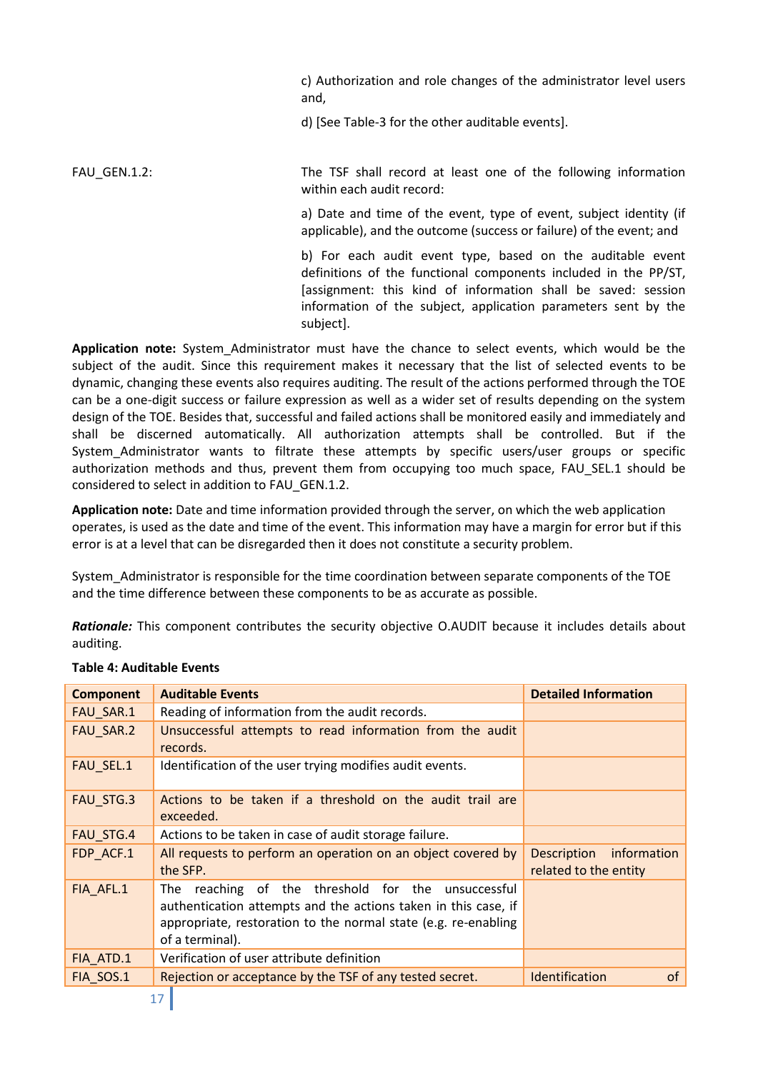c) Authorization and role changes of the administrator level users and,

d) [See Table-3 for the other auditable events].

FAU_GEN.1.2: The TSF shall record at least one of the following information within each audit record:

a) Date and time of the event, type of event, subject identity (if applicable), and the outcome (success or failure) of the event; and

b) For each audit event type, based on the auditable event definitions of the functional components included in the PP/ST, [assignment: this kind of information shall be saved: session information of the subject, application parameters sent by the subject].

**Application note:** System_Administrator must have the chance to select events, which would be the subject of the audit. Since this requirement makes it necessary that the list of selected events to be dynamic, changing these events also requires auditing. The result of the actions performed through the TOE can be a one-digit success or failure expression as well as a wider set of results depending on the system design of the TOE. Besides that, successful and failed actions shall be monitored easily and immediately and shall be discerned automatically. All authorization attempts shall be controlled. But if the System_Administrator wants to filtrate these attempts by specific users/user groups or specific authorization methods and thus, prevent them from occupying too much space, FAU_SEL.1 should be considered to select in addition to FAU_GEN.1.2.

**Application note:** Date and time information provided through the server, on which the web application operates, is used as the date and time of the event. This information may have a margin for error but if this error is at a level that can be disregarded then it does not constitute a security problem.

System_Administrator is responsible for the time coordination between separate components of the TOE and the time difference between these components to be as accurate as possible.

***Rationale:*** This component contributes the security objective O.AUDIT because it includes details about auditing.

**Table 4: Auditable Events**

| Component | Auditable Events | Detailed Information |
|---|---|---|
| FAU_SAR.1 | Reading of information from the audit records. | |
| FAU_SAR.2 | Unsuccessful attempts to read information from the audit records. | |
| FAU_SEL.1 | Identification of the user trying modifies audit events. | |
| FAU_STG.3 | Actions to be taken if a threshold on the audit trail are exceeded. | |
| FAU_STG.4 | Actions to be taken in case of audit storage failure. | |
| FDP_ACF.1 | All requests to perform an operation on an object covered by the SFP. | Description information related to the entity |
| FIA_AFL.1 | The reaching of the threshold for the unsuccessful authentication attempts and the actions taken in this case, if appropriate, restoration to the normal state (e.g. re-enabling of a terminal). | |
| FIA_ATD.1 | Verification of user attribute definition | |
| FIA_SOS.1 | Rejection or acceptance by the TSF of any tested secret. | Identification of |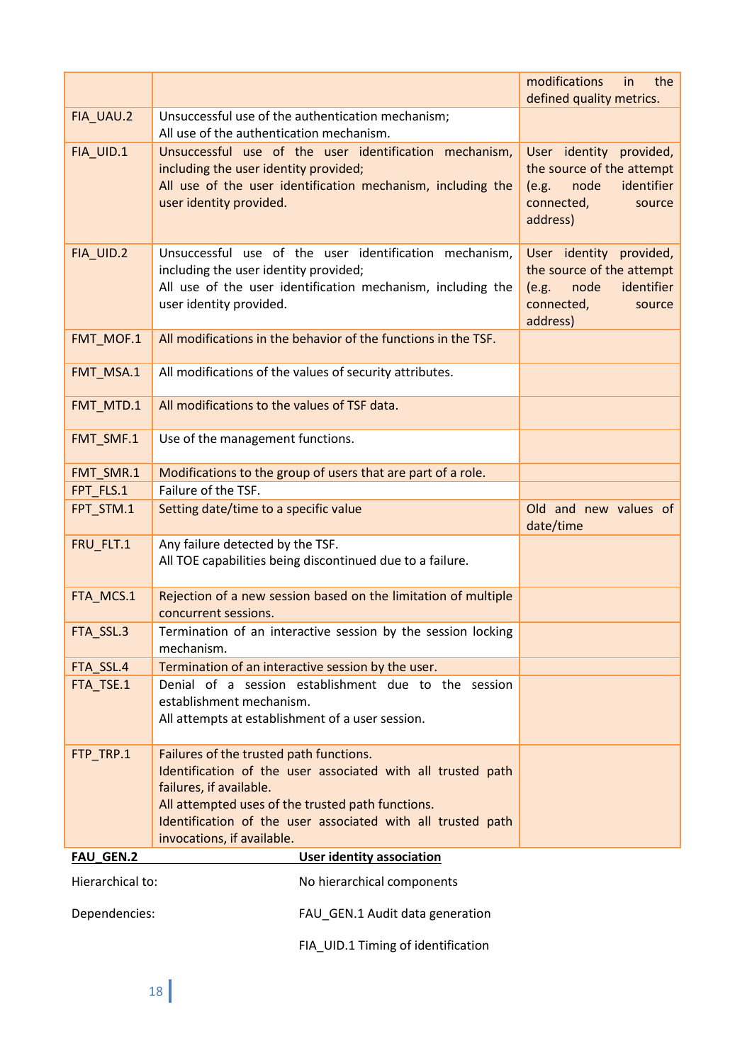| | | |
|---|---|---|
| | | modifications in the defined quality metrics. |
| FIA_UAU.2 | Unsuccessful use of the authentication mechanism;<br>All use of the authentication mechanism. | |
| FIA_UID.1 | Unsuccessful use of the user identification mechanism, including the user identity provided;<br>All use of the user identification mechanism, including the user identity provided. | User identity provided, the source of the attempt (e.g. node identifier connected, source address) |
| FIA_UID.2 | Unsuccessful use of the user identification mechanism, including the user identity provided;<br>All use of the user identification mechanism, including the user identity provided. | User identity provided, the source of the attempt (e.g. node identifier connected, source address) |
| FMT_MOF.1 | All modifications in the behavior of the functions in the TSF. | |
| FMT_MSA.1 | All modifications of the values of security attributes. | |
| FMT_MTD.1 | All modifications to the values of TSF data. | |
| FMT_SMF.1 | Use of the management functions. | |
| FMT_SMR.1 | Modifications to the group of users that are part of a role. | |
| FPT_FLS.1 | Failure of the TSF. | |
| FPT_STM.1 | Setting date/time to a specific value | Old and new values of date/time |
| FRU_FLT.1 | Any failure detected by the TSF.<br>All TOE capabilities being discontinued due to a failure. | |
| FTA_MCS.1 | Rejection of a new session based on the limitation of multiple concurrent sessions. | |
| FTA_SSL.3 | Termination of an interactive session by the session locking mechanism. | |
| FTA_SSL.4 | Termination of an interactive session by the user. | |
| FTA_TSE.1 | Denial of a session establishment due to the session establishment mechanism.<br>All attempts at establishment of a user session. | |
| FTP_TRP.1 | Failures of the trusted path functions.<br>Identification of the user associated with all trusted path failures, if available.<br>All attempted uses of the trusted path functions.<br>Identification of the user associated with all trusted path invocations, if available. | |

**FAU_GEN.2** **User identity association**

Hierarchical to: No hierarchical components

Dependencies: FAU_GEN.1 Audit data generation

FIA_UID.1 Timing of identification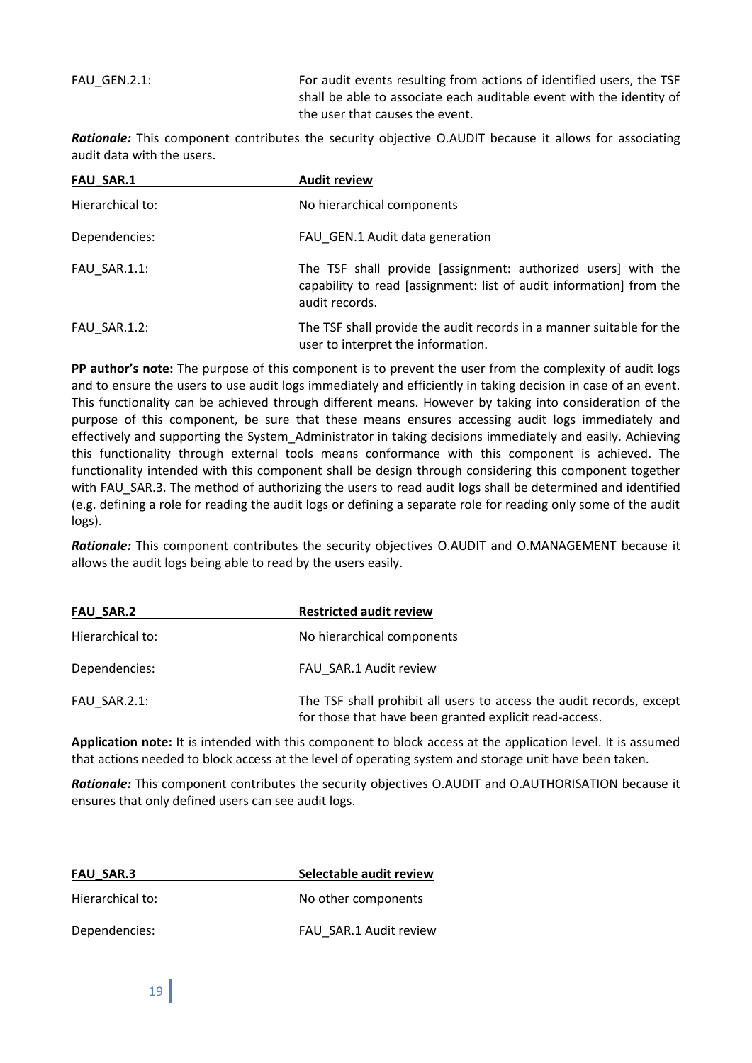| | |
|---|---|
| FAU_GEN.2.1: | For audit events resulting from actions of identified users, the TSF shall be able to associate each auditable event with the identity of the user that causes the event. |

***Rationale:*** This component contributes the security objective O.AUDIT because it allows for associating audit data with the users.

| **FAU_SAR.1** | **Audit review** |
|---|---|
| Hierarchical to: | No hierarchical components |
| Dependencies: | FAU_GEN.1 Audit data generation |
| FAU_SAR.1.1: | The TSF shall provide [assignment: authorized users] with the capability to read [assignment: list of audit information] from the audit records. |
| FAU_SAR.1.2: | The TSF shall provide the audit records in a manner suitable for the user to interpret the information. |

**PP author's note:** The purpose of this component is to prevent the user from the complexity of audit logs and to ensure the users to use audit logs immediately and efficiently in taking decision in case of an event. This functionality can be achieved through different means. However by taking into consideration of the purpose of this component, be sure that these means ensures accessing audit logs immediately and effectively and supporting the System_Administrator in taking decisions immediately and easily. Achieving this functionality through external tools means conformance with this component is achieved. The functionality intended with this component shall be design through considering this component together with FAU_SAR.3. The method of authorizing the users to read audit logs shall be determined and identified (e.g. defining a role for reading the audit logs or defining a separate role for reading only some of the audit logs).

***Rationale:*** This component contributes the security objectives O.AUDIT and O.MANAGEMENT because it allows the audit logs being able to read by the users easily.

| **FAU_SAR.2** | **Restricted audit review** |
|---|---|
| Hierarchical to: | No hierarchical components |
| Dependencies: | FAU_SAR.1 Audit review |
| FAU_SAR.2.1: | The TSF shall prohibit all users to access the audit records, except for those that have been granted explicit read-access. |

**Application note:** It is intended with this component to block access at the application level. It is assumed that actions needed to block access at the level of operating system and storage unit have been taken.

***Rationale:*** This component contributes the security objectives O.AUDIT and O.AUTHORISATION because it ensures that only defined users can see audit logs.

| **FAU_SAR.3** | **Selectable audit review** |
|---|---|
| Hierarchical to: | No other components |
| Dependencies: | FAU_SAR.1 Audit review |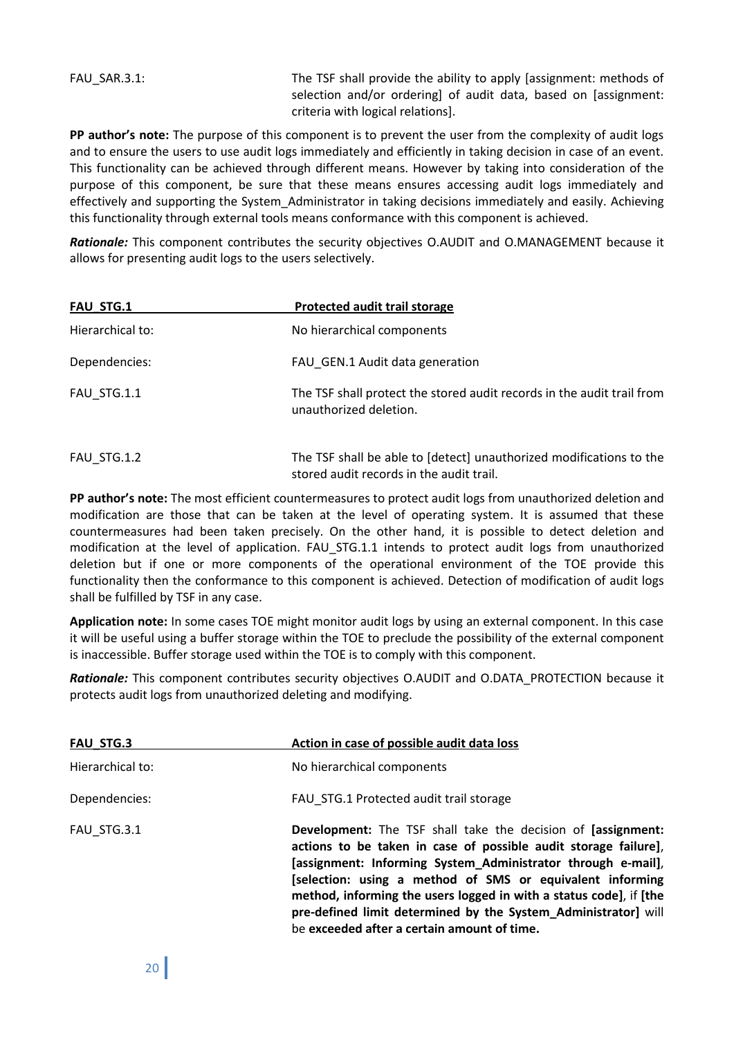| | |
|---|---|
| FAU_SAR.3.1: | The TSF shall provide the ability to apply [assignment: methods of selection and/or ordering] of audit data, based on [assignment: criteria with logical relations]. |

**PP author's note:** The purpose of this component is to prevent the user from the complexity of audit logs and to ensure the users to use audit logs immediately and efficiently in taking decision in case of an event. This functionality can be achieved through different means. However by taking into consideration of the purpose of this component, be sure that these means ensures accessing audit logs immediately and effectively and supporting the System_Administrator in taking decisions immediately and easily. Achieving this functionality through external tools means conformance with this component is achieved.

***Rationale:*** This component contributes the security objectives O.AUDIT and O.MANAGEMENT because it allows for presenting audit logs to the users selectively.

| FAU_STG.1 | Protected audit trail storage |
|---|---|
| Hierarchical to: | No hierarchical components |
| Dependencies: | FAU_GEN.1 Audit data generation |
| FAU_STG.1.1 | The TSF shall protect the stored audit records in the audit trail from unauthorized deletion. |
| FAU_STG.1.2 | The TSF shall be able to [detect] unauthorized modifications to the stored audit records in the audit trail. |

**PP author's note:** The most efficient countermeasures to protect audit logs from unauthorized deletion and modification are those that can be taken at the level of operating system. It is assumed that these countermeasures had been taken precisely. On the other hand, it is possible to detect deletion and modification at the level of application. FAU_STG.1.1 intends to protect audit logs from unauthorized deletion but if one or more components of the operational environment of the TOE provide this functionality then the conformance to this component is achieved. Detection of modification of audit logs shall be fulfilled by TSF in any case.

**Application note:** In some cases TOE might monitor audit logs by using an external component. In this case it will be useful using a buffer storage within the TOE to preclude the possibility of the external component is inaccessible. Buffer storage used within the TOE is to comply with this component.

***Rationale:*** This component contributes security objectives O.AUDIT and O.DATA_PROTECTION because it protects audit logs from unauthorized deleting and modifying.

| FAU_STG.3 | Action in case of possible audit data loss |
|---|---|
| Hierarchical to: | No hierarchical components |
| Dependencies: | FAU_STG.1 Protected audit trail storage |
| FAU_STG.3.1 | **Development:** The TSF shall take the decision of **[assignment: actions to be taken in case of possible audit storage failure]**, **[assignment: Informing System_Administrator through e-mail]**, **[selection: using a method of SMS or equivalent informing method, informing the users logged in with a status code]**, if **[the pre-defined limit determined by the System_Administrator]** will be **exceeded after a certain amount of time.** |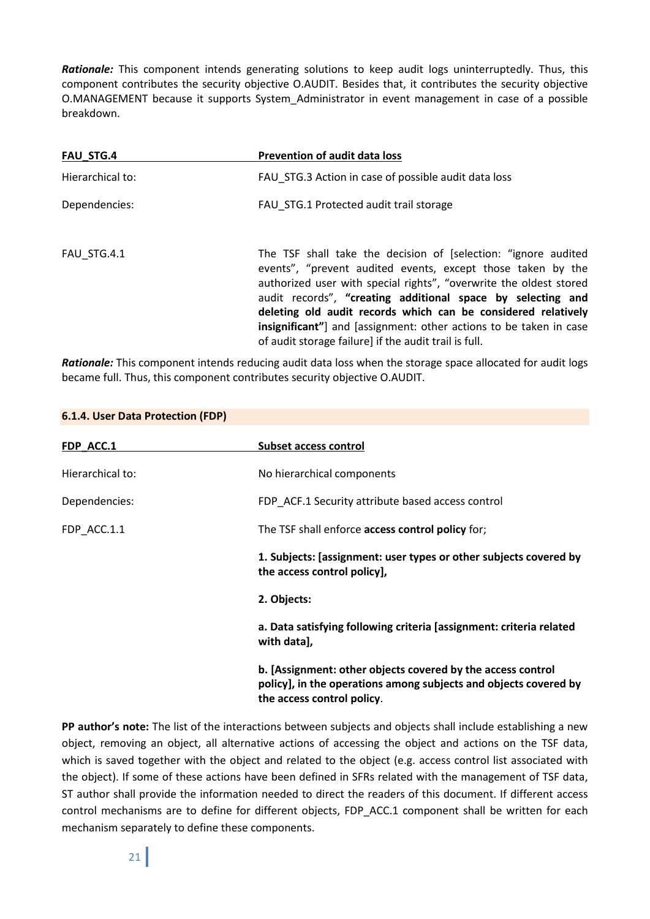***Rationale:*** This component intends generating solutions to keep audit logs uninterruptedly. Thus, this component contributes the security objective O.AUDIT. Besides that, it contributes the security objective O.MANAGEMENT because it supports System_Administrator in event management in case of a possible breakdown.

| | |
|---|---|
| **FAU_STG.4** | **Prevention of audit data loss** |
| Hierarchical to: | FAU_STG.3 Action in case of possible audit data loss |
| Dependencies: | FAU_STG.1 Protected audit trail storage |
| FAU_STG.4.1 | The TSF shall take the decision of [selection: "ignore audited events", "prevent audited events, except those taken by the authorized user with special rights", "overwrite the oldest stored audit records", **"creating additional space by selecting and deleting old audit records which can be considered relatively insignificant"**] and [assignment: other actions to be taken in case of audit storage failure] if the audit trail is full. |

***Rationale:*** This component intends reducing audit data loss when the storage space allocated for audit logs became full. Thus, this component contributes security objective O.AUDIT.

#### 6.1.4. User Data Protection (FDP)

| | |
|---|---|
| **FDP_ACC.1** | **Subset access control** |
| Hierarchical to: | No hierarchical components |
| Dependencies: | FDP_ACF.1 Security attribute based access control |
| FDP_ACC.1.1 | The TSF shall enforce **access control policy** for;<br><br>**1. Subjects: [assignment: user types or other subjects covered by the access control policy],**<br><br>**2. Objects:**<br><br>**a. Data satisfying following criteria [assignment: criteria related with data],**<br><br>**b. [Assignment: other objects covered by the access control policy], in the operations among subjects and objects covered by the access control policy**. |

**PP author's note:** The list of the interactions between subjects and objects shall include establishing a new object, removing an object, all alternative actions of accessing the object and actions on the TSF data, which is saved together with the object and related to the object (e.g. access control list associated with the object). If some of these actions have been defined in SFRs related with the management of TSF data, ST author shall provide the information needed to direct the readers of this document. If different access control mechanisms are to define for different objects, FDP_ACC.1 component shall be written for each mechanism separately to define these components.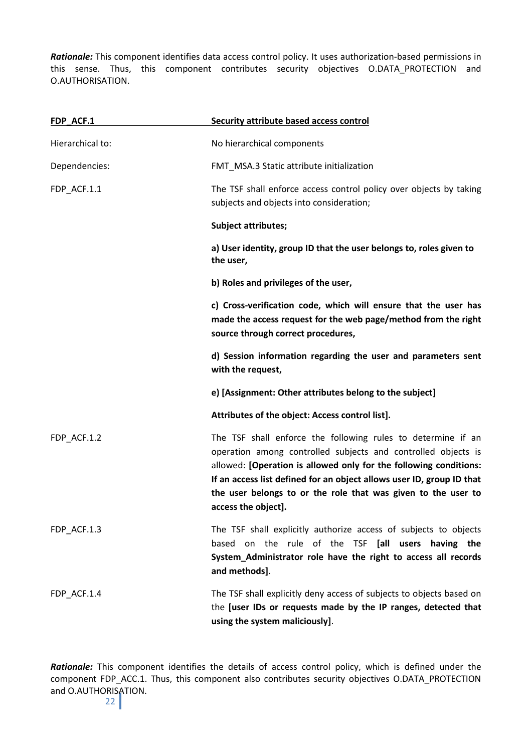***Rationale:*** This component identifies data access control policy. It uses authorization-based permissions in this sense. Thus, this component contributes security objectives O.DATA_PROTECTION and O.AUTHORISATION.

| **FDP_ACF.1** | **Security attribute based access control** |
|---|---|
| Hierarchical to: | No hierarchical components |
| Dependencies: | FMT_MSA.3 Static attribute initialization |
| FDP_ACF.1.1 | The TSF shall enforce access control policy over objects by taking subjects and objects into consideration;<br><br>**Subject attributes;**<br><br>**a) User identity, group ID that the user belongs to, roles given to the user,**<br><br>**b) Roles and privileges of the user,**<br><br>**c) Cross-verification code, which will ensure that the user has made the access request for the web page/method from the right source through correct procedures,**<br><br>**d) Session information regarding the user and parameters sent with the request,**<br><br>**e) [Assignment: Other attributes belong to the subject]**<br><br>**Attributes of the object: Access control list].** |
| FDP_ACF.1.2 | The TSF shall enforce the following rules to determine if an operation among controlled subjects and controlled objects is allowed: **[Operation is allowed only for the following conditions: If an access list defined for an object allows user ID, group ID that the user belongs to or the role that was given to the user to access the object].** |
| FDP_ACF.1.3 | The TSF shall explicitly authorize access of subjects to objects based on the rule of the TSF **[all users having the System_Administrator role have the right to access all records and methods]**. |
| FDP_ACF.1.4 | The TSF shall explicitly deny access of subjects to objects based on the **[user IDs or requests made by the IP ranges, detected that using the system maliciously]**. |

***Rationale:*** This component identifies the details of access control policy, which is defined under the component FDP_ACC.1. Thus, this component also contributes security objectives O.DATA_PROTECTION and O.AUTHORISATION.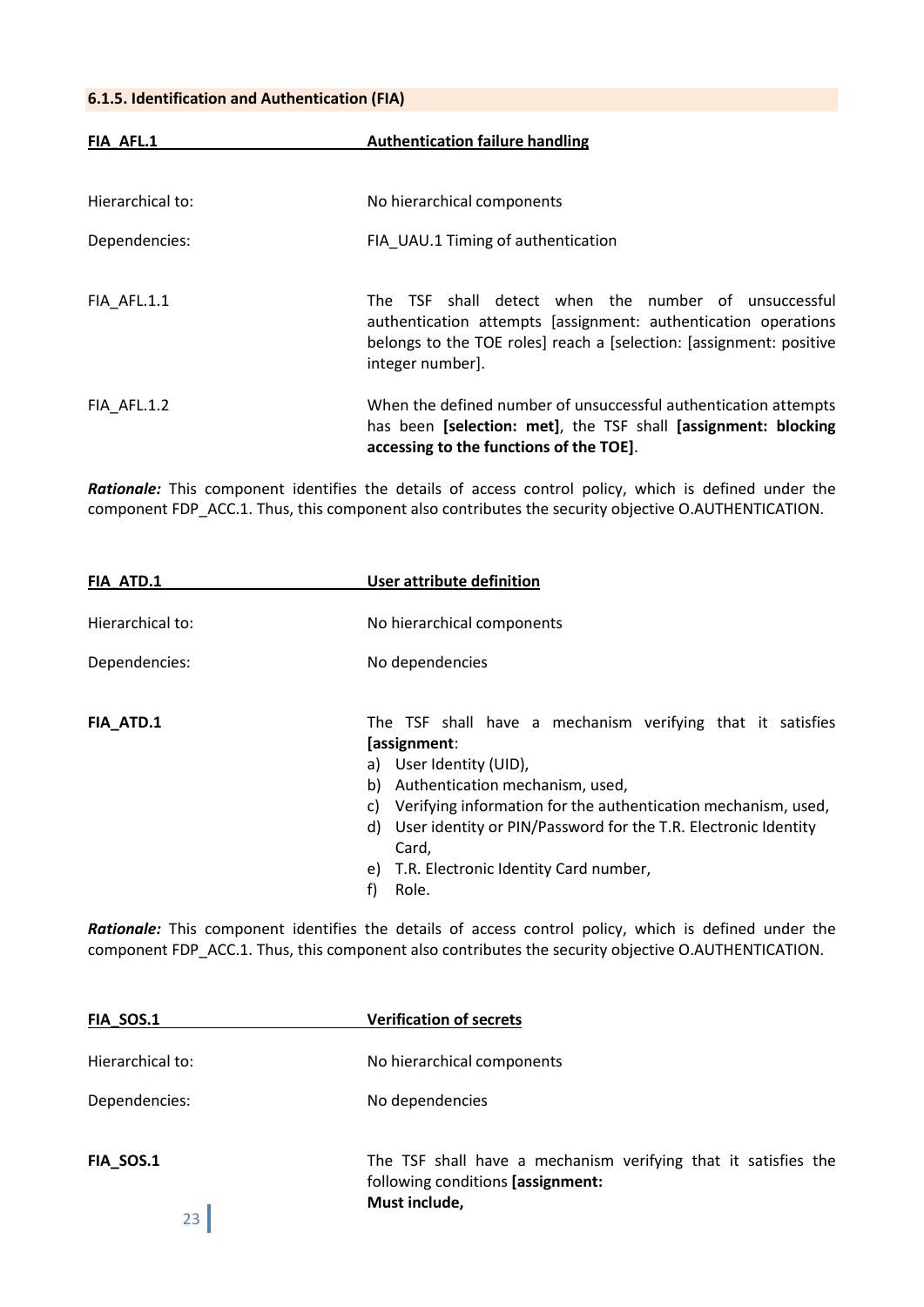#### 6.1.5. Identification and Authentication (FIA)

| **FIA_AFL.1** | **Authentication failure handling** |
|---|---|
| Hierarchical to: | No hierarchical components |
| Dependencies: | FIA_UAU.1 Timing of authentication |
| FIA_AFL.1.1 | The TSF shall detect when the number of unsuccessful authentication attempts [assignment: authentication operations belongs to the TOE roles] reach a [selection: [assignment: positive integer number]. |
| FIA_AFL.1.2 | When the defined number of unsuccessful authentication attempts has been **[selection: met]**, the TSF shall **[assignment: blocking accessing to the functions of the TOE]**. |

***Rationale:*** This component identifies the details of access control policy, which is defined under the component FDP_ACC.1. Thus, this component also contributes the security objective O.AUTHENTICATION.

| **FIA_ATD.1** | **User attribute definition** |
|---|---|
| Hierarchical to: | No hierarchical components |
| Dependencies: | No dependencies |
| **FIA_ATD.1** | The TSF shall have a mechanism verifying that it satisfies **[assignment**:<br>a) User Identity (UID),<br>b) Authentication mechanism, used,<br>c) Verifying information for the authentication mechanism, used,<br>d) User identity or PIN/Password for the T.R. Electronic Identity Card,<br>e) T.R. Electronic Identity Card number,<br>f) Role. |

***Rationale:*** This component identifies the details of access control policy, which is defined under the component FDP_ACC.1. Thus, this component also contributes the security objective O.AUTHENTICATION.

| **FIA_SOS.1** | **Verification of secrets** |
|---|---|
| Hierarchical to: | No hierarchical components |
| Dependencies: | No dependencies |
| **FIA_SOS.1** | The TSF shall have a mechanism verifying that it satisfies the following conditions **[assignment:**<br>**Must include,** |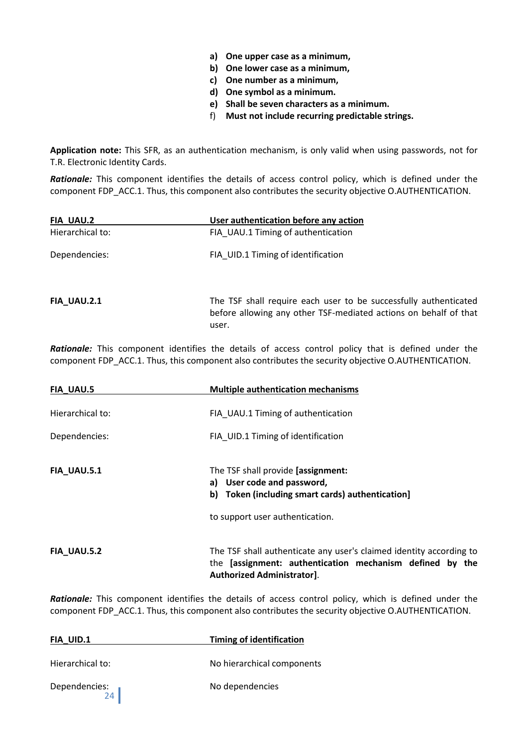a) **One upper case as a minimum,**
b) **One lower case as a minimum,**
c) **One number as a minimum,**
d) **One symbol as a minimum.**
e) **Shall be seven characters as a minimum.**
f) **Must not include recurring predictable strings.**

**Application note:** This SFR, as an authentication mechanism, is only valid when using passwords, not for T.R. Electronic Identity Cards.

***Rationale:*** This component identifies the details of access control policy, which is defined under the component FDP_ACC.1. Thus, this component also contributes the security objective O.AUTHENTICATION.

| **FIA_UAU.2** | **User authentication before any action** |
|---|---|
| Hierarchical to: | FIA_UAU.1 Timing of authentication |
| Dependencies: | FIA_UID.1 Timing of identification |
| **FIA_UAU.2.1** | The TSF shall require each user to be successfully authenticated before allowing any other TSF-mediated actions on behalf of that user. |

***Rationale:*** This component identifies the details of access control policy that is defined under the component FDP_ACC.1. Thus, this component also contributes the security objective O.AUTHENTICATION.

| **FIA_UAU.5** | **Multiple authentication mechanisms** |
|---|---|
| Hierarchical to: | FIA_UAU.1 Timing of authentication |
| Dependencies: | FIA_UID.1 Timing of identification |
| **FIA_UAU.5.1** | The TSF shall provide **[assignment:** <br> **a) User code and password,** <br> **b) Token (including smart cards) authentication]** <br><br> to support user authentication. |
| **FIA_UAU.5.2** | The TSF shall authenticate any user's claimed identity according to the **[assignment: authentication mechanism defined by the Authorized Administrator]**. |

***Rationale:*** This component identifies the details of access control policy, which is defined under the component FDP_ACC.1. Thus, this component also contributes the security objective O.AUTHENTICATION.

| **FIA_UID.1** | **Timing of identification** |
|---|---|
| Hierarchical to: | No hierarchical components |
| Dependencies: | No dependencies |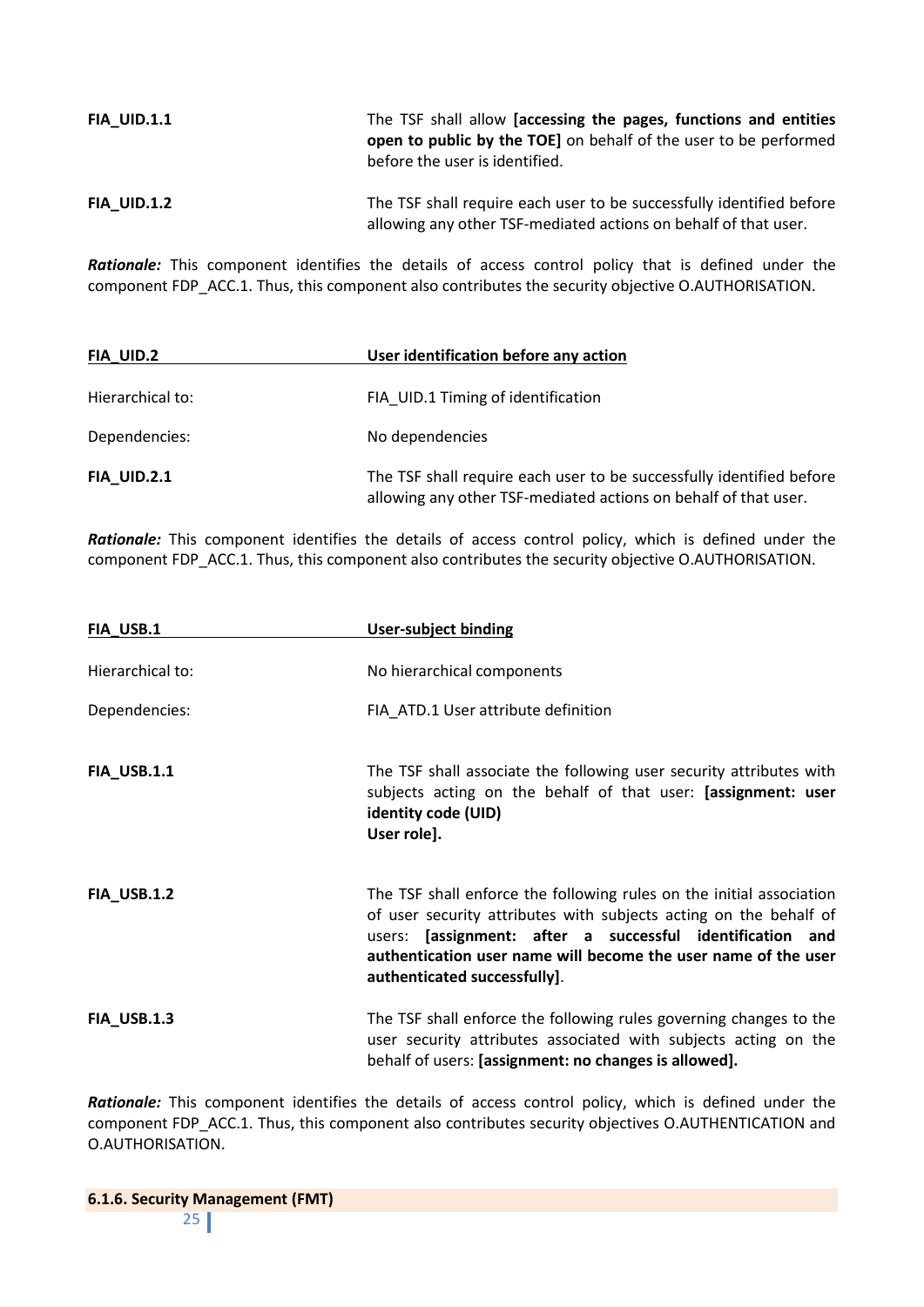| | |
|---|---|
| **FIA_UID.1.1** | The TSF shall allow **[accessing the pages, functions and entities open to public by the TOE]** on behalf of the user to be performed before the user is identified. |
| **FIA_UID.1.2** | The TSF shall require each user to be successfully identified before allowing any other TSF-mediated actions on behalf of that user. |

***Rationale:*** This component identifies the details of access control policy that is defined under the component FDP_ACC.1. Thus, this component also contributes the security objective O.AUTHORISATION.

| **FIA_UID.2** | **User identification before any action** |
|---|---|
| Hierarchical to: | FIA_UID.1 Timing of identification |
| Dependencies: | No dependencies |
| **FIA_UID.2.1** | The TSF shall require each user to be successfully identified before allowing any other TSF-mediated actions on behalf of that user. |

***Rationale:*** This component identifies the details of access control policy, which is defined under the component FDP_ACC.1. Thus, this component also contributes the security objective O.AUTHORISATION.

| **FIA_USB.1** | **User-subject binding** |
|---|---|
| Hierarchical to: | No hierarchical components |
| Dependencies: | FIA_ATD.1 User attribute definition |
| **FIA_USB.1.1** | The TSF shall associate the following user security attributes with subjects acting on the behalf of that user: **[assignment: user identity code (UID) User role].** |
| **FIA_USB.1.2** | The TSF shall enforce the following rules on the initial association of user security attributes with subjects acting on the behalf of users: **[assignment: after a successful identification and authentication user name will become the user name of the user authenticated successfully]**. |
| **FIA_USB.1.3** | The TSF shall enforce the following rules governing changes to the user security attributes associated with subjects acting on the behalf of users: **[assignment: no changes is allowed].** |

***Rationale:*** This component identifies the details of access control policy, which is defined under the component FDP_ACC.1. Thus, this component also contributes security objectives O.AUTHENTICATION and O.AUTHORISATION.

### 6.1.6. Security Management (FMT)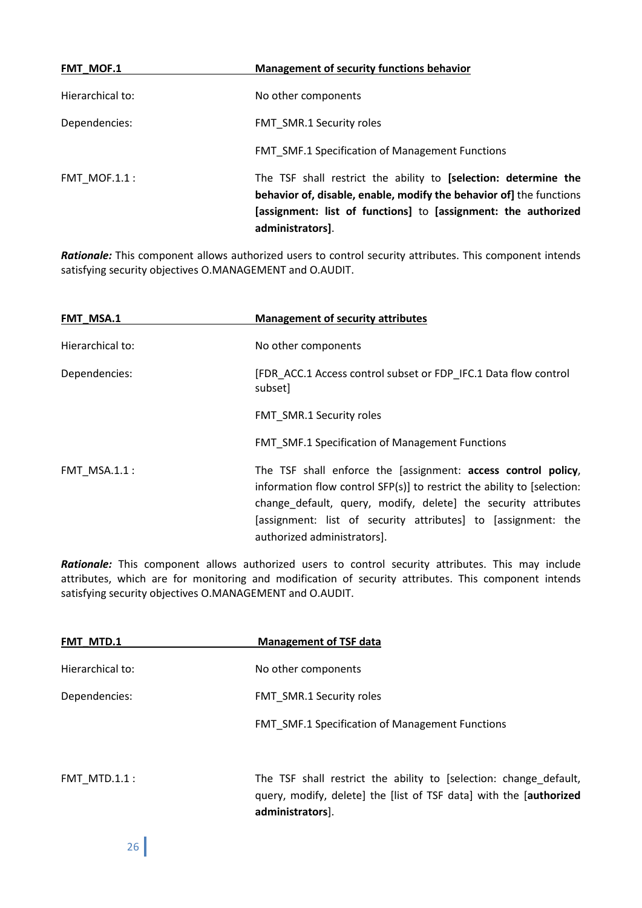| **FMT_MOF.1** | **Management of security functions behavior** |
|---|---|
| Hierarchical to: | No other components |
| Dependencies: | FMT_SMR.1 Security roles |
| | FMT_SMF.1 Specification of Management Functions |
| FMT_MOF.1.1 : | The TSF shall restrict the ability to **[selection: determine the behavior of, disable, enable, modify the behavior of]** the functions **[assignment: list of functions]** to **[assignment: the authorized administrators]**. |

***Rationale:*** This component allows authorized users to control security attributes. This component intends satisfying security objectives O.MANAGEMENT and O.AUDIT.

| **FMT_MSA.1** | **Management of security attributes** |
|---|---|
| Hierarchical to: | No other components |
| Dependencies: | [FDR_ACC.1 Access control subset or FDP_IFC.1 Data flow control subset] |
| | FMT_SMR.1 Security roles |
| | FMT_SMF.1 Specification of Management Functions |
| FMT_MSA.1.1 : | The TSF shall enforce the [assignment: **access control policy**, information flow control SFP(s)] to restrict the ability to [selection: change_default, query, modify, delete] the security attributes [assignment: list of security attributes] to [assignment: the authorized administrators]. |

***Rationale:*** This component allows authorized users to control security attributes. This may include attributes, which are for monitoring and modification of security attributes. This component intends satisfying security objectives O.MANAGEMENT and O.AUDIT.

| **FMT_MTD.1** | **Management of TSF data** |
|---|---|
| Hierarchical to: | No other components |
| Dependencies: | FMT_SMR.1 Security roles |
| | FMT_SMF.1 Specification of Management Functions |
| FMT_MTD.1.1 : | The TSF shall restrict the ability to [selection: change_default, query, modify, delete] the [list of TSF data] with the [**authorized administrators**]. |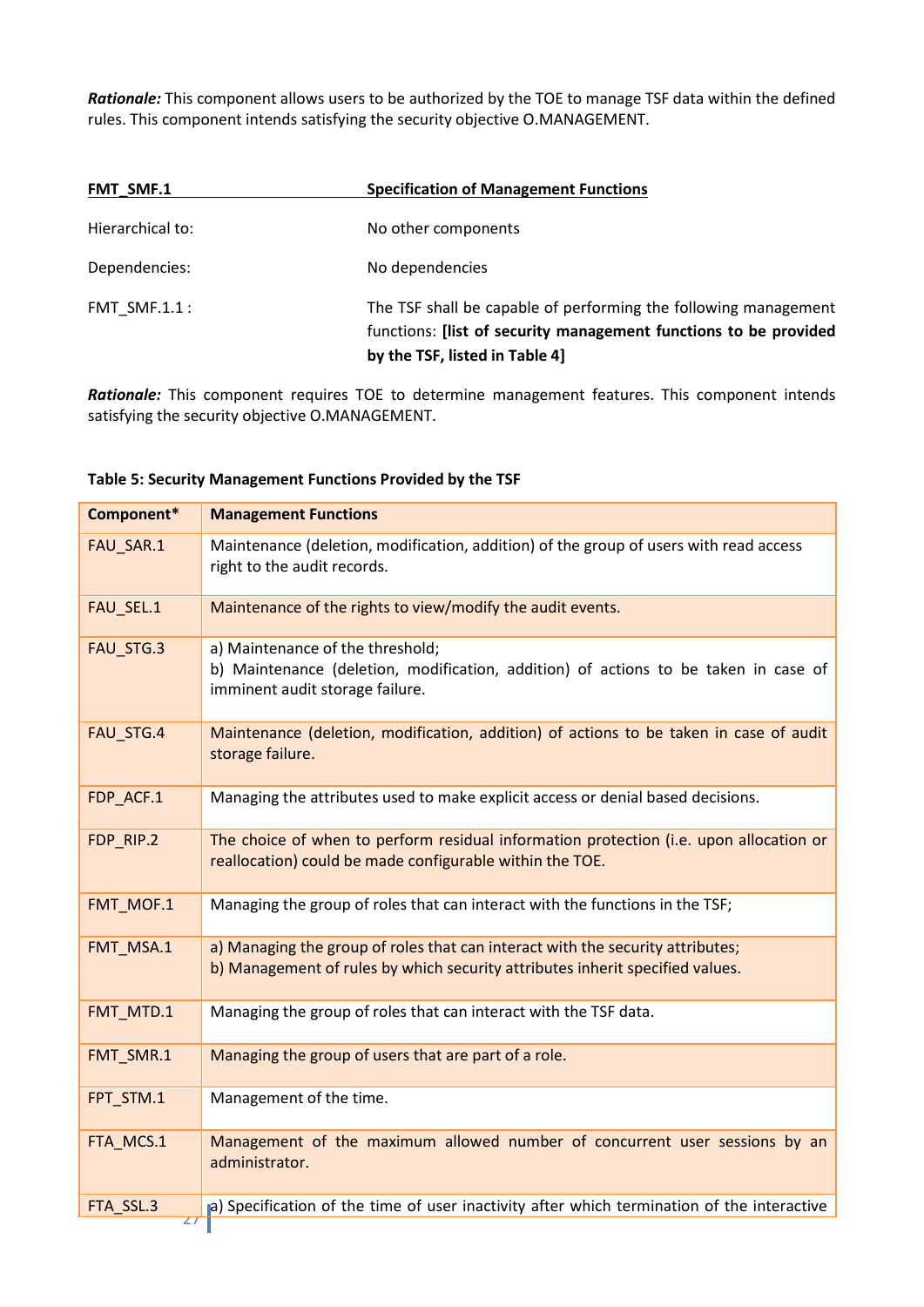***Rationale:*** This component allows users to be authorized by the TOE to manage TSF data within the defined rules. This component intends satisfying the security objective O.MANAGEMENT.

| **FMT_SMF.1** | **Specification of Management Functions** |
|---|---|
| Hierarchical to: | No other components |
| Dependencies: | No dependencies |
| FMT_SMF.1.1 : | The TSF shall be capable of performing the following management functions: **[list of security management functions to be provided by the TSF, listed in Table 4]** |

***Rationale:*** This component requires TOE to determine management features. This component intends satisfying the security objective O.MANAGEMENT.

**Table 5: Security Management Functions Provided by the TSF**

| **Component*** | **Management Functions** |
|---|---|
| FAU_SAR.1 | Maintenance (deletion, modification, addition) of the group of users with read access right to the audit records. |
| FAU_SEL.1 | Maintenance of the rights to view/modify the audit events. |
| FAU_STG.3 | a) Maintenance of the threshold;<br>b) Maintenance (deletion, modification, addition) of actions to be taken in case of imminent audit storage failure. |
| FAU_STG.4 | Maintenance (deletion, modification, addition) of actions to be taken in case of audit storage failure. |
| FDP_ACF.1 | Managing the attributes used to make explicit access or denial based decisions. |
| FDP_RIP.2 | The choice of when to perform residual information protection (i.e. upon allocation or reallocation) could be made configurable within the TOE. |
| FMT_MOF.1 | Managing the group of roles that can interact with the functions in the TSF; |
| FMT_MSA.1 | a) Managing the group of roles that can interact with the security attributes;<br>b) Management of rules by which security attributes inherit specified values. |
| FMT_MTD.1 | Managing the group of roles that can interact with the TSF data. |
| FMT_SMR.1 | Managing the group of users that are part of a role. |
| FPT_STM.1 | Management of the time. |
| FTA_MCS.1 | Management of the maximum allowed number of concurrent user sessions by an administrator. |
| FTA_SSL.3 | a) Specification of the time of user inactivity after which termination of the interactive |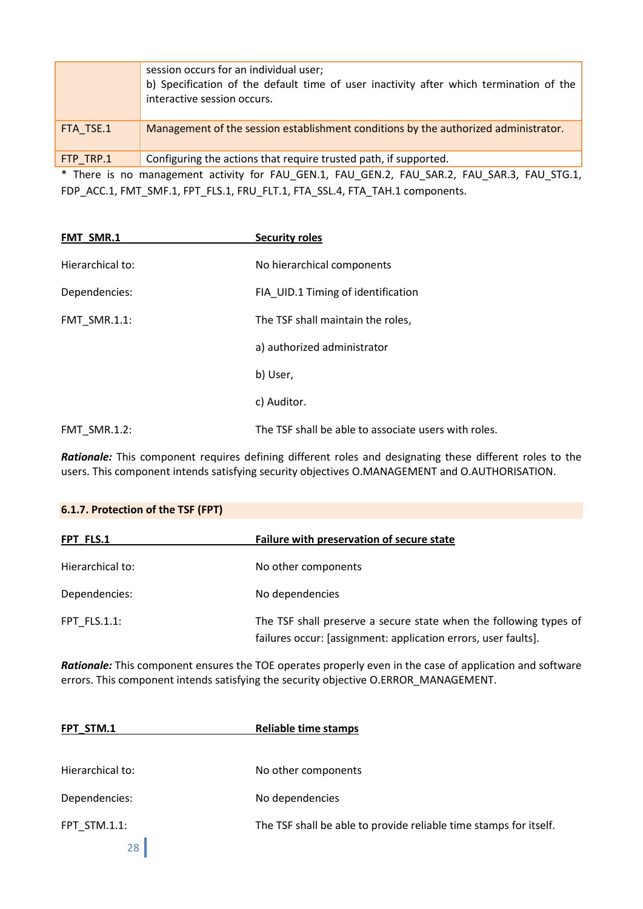| | |
|---|---|
| | session occurs for an individual user;<br>b) Specification of the default time of user inactivity after which termination of the interactive session occurs. |
| FTA_TSE.1 | Management of the session establishment conditions by the authorized administrator. |
| FTP_TRP.1 | Configuring the actions that require trusted path, if supported. |

* There is no management activity for FAU_GEN.1, FAU_GEN.2, FAU_SAR.2, FAU_SAR.3, FAU_STG.1, FDP_ACC.1, FMT_SMF.1, FPT_FLS.1, FRU_FLT.1, FTA_SSL.4, FTA_TAH.1 components.

**FMT_SMR.1 Security roles**

Hierarchical to: No hierarchical components

Dependencies: FIA_UID.1 Timing of identification

FMT_SMR.1.1: The TSF shall maintain the roles,

a) authorized administrator

b) User,

c) Auditor.

FMT_SMR.1.2: The TSF shall be able to associate users with roles.

***Rationale:*** This component requires defining different roles and designating these different roles to the users. This component intends satisfying security objectives O.MANAGEMENT and O.AUTHORISATION.

### 6.1.7. Protection of the TSF (FPT)

**FPT_FLS.1 Failure with preservation of secure state**

Hierarchical to: No other components

Dependencies: No dependencies

FPT_FLS.1.1: The TSF shall preserve a secure state when the following types of failures occur: [assignment: application errors, user faults].

***Rationale:*** This component ensures the TOE operates properly even in the case of application and software errors. This component intends satisfying the security objective O.ERROR_MANAGEMENT.

**FPT_STM.1 Reliable time stamps**

Hierarchical to: No other components

Dependencies: No dependencies

FPT_STM.1.1: The TSF shall be able to provide reliable time stamps for itself.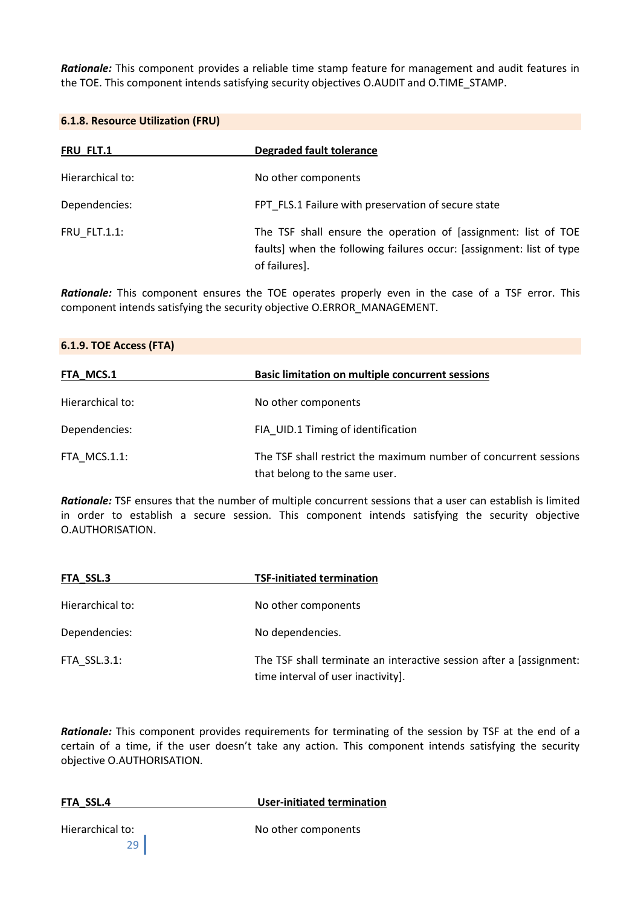***Rationale:*** This component provides a reliable time stamp feature for management and audit features in the TOE. This component intends satisfying security objectives O.AUDIT and O.TIME_STAMP.

### 6.1.8. Resource Utilization (FRU)

| **FRU_FLT.1** | **Degraded fault tolerance** |
|---|---|
| Hierarchical to: | No other components |
| Dependencies: | FPT_FLS.1 Failure with preservation of secure state |
| FRU_FLT.1.1: | The TSF shall ensure the operation of [assignment: list of TOE faults] when the following failures occur: [assignment: list of type of failures]. |

***Rationale:*** This component ensures the TOE operates properly even in the case of a TSF error. This component intends satisfying the security objective O.ERROR_MANAGEMENT.

### 6.1.9. TOE Access (FTA)

| **FTA_MCS.1** | **Basic limitation on multiple concurrent sessions** |
|---|---|
| Hierarchical to: | No other components |
| Dependencies: | FIA_UID.1 Timing of identification |
| FTA_MCS.1.1: | The TSF shall restrict the maximum number of concurrent sessions that belong to the same user. |

***Rationale:*** TSF ensures that the number of multiple concurrent sessions that a user can establish is limited in order to establish a secure session. This component intends satisfying the security objective O.AUTHORISATION.

| **FTA_SSL.3** | **TSF-initiated termination** |
|---|---|
| Hierarchical to: | No other components |
| Dependencies: | No dependencies. |
| FTA_SSL.3.1: | The TSF shall terminate an interactive session after a [assignment: time interval of user inactivity]. |

***Rationale:*** This component provides requirements for terminating of the session by TSF at the end of a certain of a time, if the user doesn't take any action. This component intends satisfying the security objective O.AUTHORISATION.

| **FTA_SSL.4** | **User-initiated termination** |
|---|---|
| Hierarchical to: | No other components |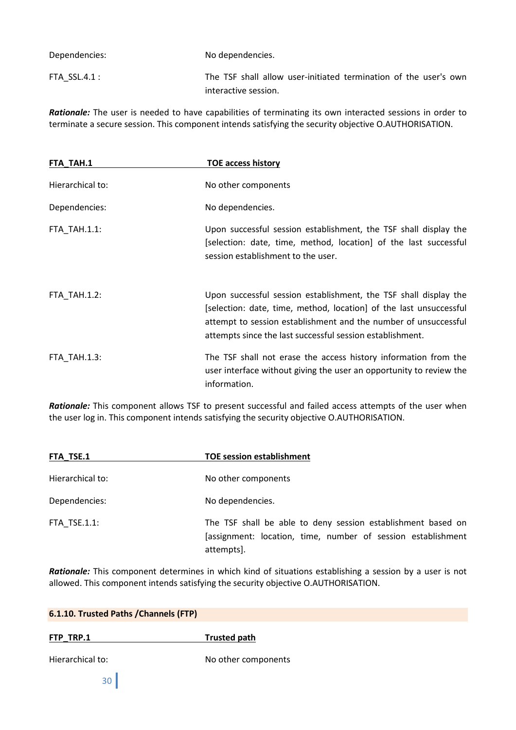Dependencies: No dependencies.

FTA_SSL.4.1 : The TSF shall allow user-initiated termination of the user's own interactive session.

***Rationale:*** The user is needed to have capabilities of terminating its own interacted sessions in order to terminate a secure session. This component intends satisfying the security objective O.AUTHORISATION.

**FTA_TAH.1** **TOE access history**

Hierarchical to: No other components

Dependencies: No dependencies.

FTA_TAH.1.1: Upon successful session establishment, the TSF shall display the [selection: date, time, method, location] of the last successful session establishment to the user.

FTA_TAH.1.2: Upon successful session establishment, the TSF shall display the [selection: date, time, method, location] of the last unsuccessful attempt to session establishment and the number of unsuccessful attempts since the last successful session establishment.

FTA_TAH.1.3: The TSF shall not erase the access history information from the user interface without giving the user an opportunity to review the information.

***Rationale:*** This component allows TSF to present successful and failed access attempts of the user when the user log in. This component intends satisfying the security objective O.AUTHORISATION.

**FTA_TSE.1** **TOE session establishment**

Hierarchical to: No other components

Dependencies: No dependencies.

FTA_TSE.1.1: The TSF shall be able to deny session establishment based on [assignment: location, time, number of session establishment attempts].

***Rationale:*** This component determines in which kind of situations establishing a session by a user is not allowed. This component intends satisfying the security objective O.AUTHORISATION.

### 6.1.10. Trusted Paths /Channels (FTP)

**FTP_TRP.1** **Trusted path**

Hierarchical to: No other components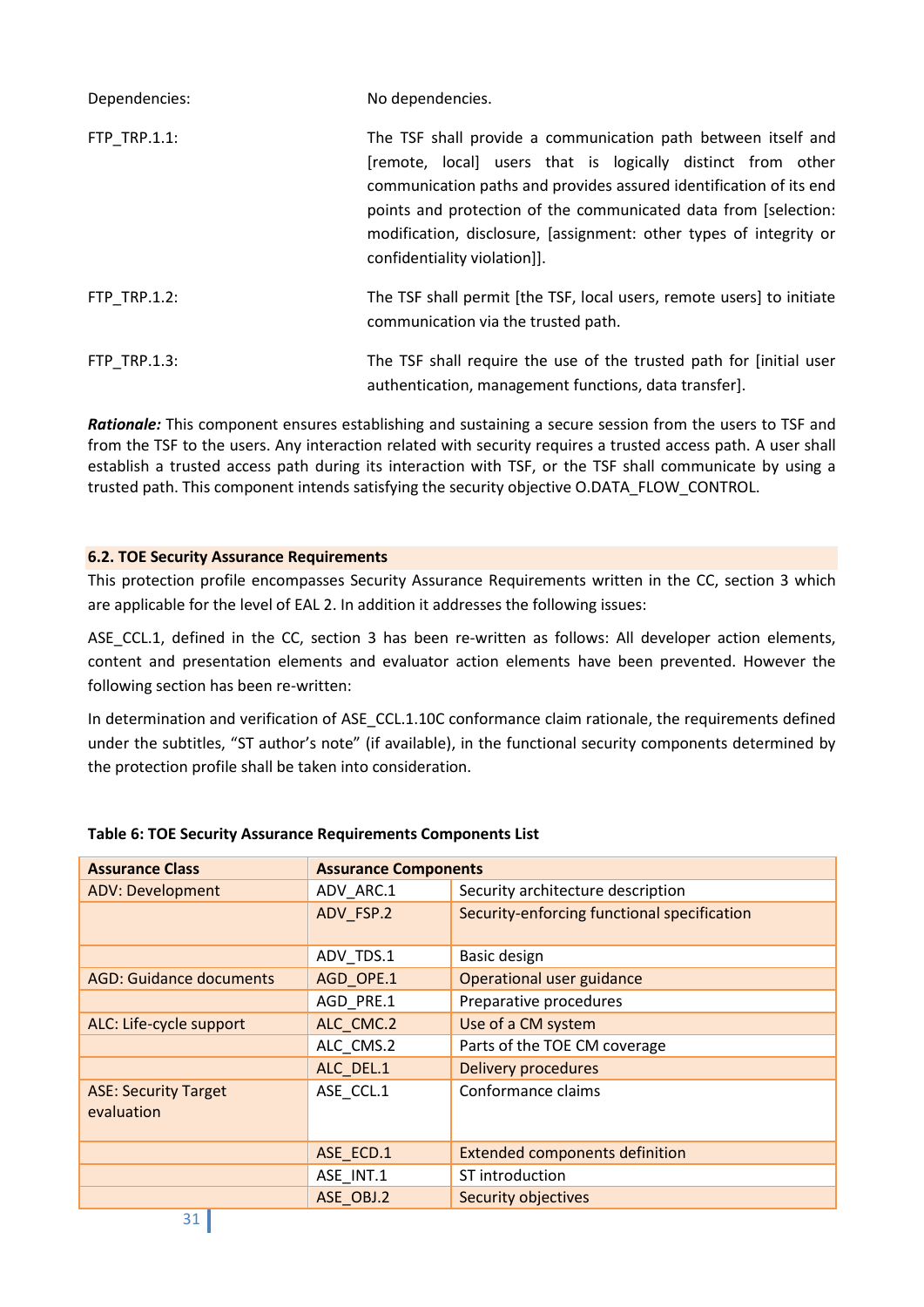| | |
|---|---|
| Dependencies: | No dependencies. |
| FTP_TRP.1.1: | The TSF shall provide a communication path between itself and [remote, local] users that is logically distinct from other communication paths and provides assured identification of its end points and protection of the communicated data from [selection: modification, disclosure, [assignment: other types of integrity or confidentiality violation]]. |
| FTP_TRP.1.2: | The TSF shall permit [the TSF, local users, remote users] to initiate communication via the trusted path. |
| FTP_TRP.1.3: | The TSF shall require the use of the trusted path for [initial user authentication, management functions, data transfer]. |

***Rationale:*** This component ensures establishing and sustaining a secure session from the users to TSF and from the TSF to the users. Any interaction related with security requires a trusted access path. A user shall establish a trusted access path during its interaction with TSF, or the TSF shall communicate by using a trusted path. This component intends satisfying the security objective O.DATA_FLOW_CONTROL.

### 6.2. TOE Security Assurance Requirements

This protection profile encompasses Security Assurance Requirements written in the CC, section 3 which are applicable for the level of EAL 2. In addition it addresses the following issues:

ASE_CCL.1, defined in the CC, section 3 has been re-written as follows: All developer action elements, content and presentation elements and evaluator action elements have been prevented. However the following section has been re-written:

In determination and verification of ASE_CCL.1.10C conformance claim rationale, the requirements defined under the subtitles, “ST author’s note” (if available), in the functional security components determined by the protection profile shall be taken into consideration.

**Table 6: TOE Security Assurance Requirements Components List**

| Assurance Class | Assurance Components | |
|---|---|---|
| ADV: Development | ADV_ARC.1 | Security architecture description |
| | ADV_FSP.2 | Security-enforcing functional specification |
| | ADV_TDS.1 | Basic design |
| AGD: Guidance documents | AGD_OPE.1 | Operational user guidance |
| | AGD_PRE.1 | Preparative procedures |
| ALC: Life-cycle support | ALC_CMC.2 | Use of a CM system |
| | ALC_CMS.2 | Parts of the TOE CM coverage |
| | ALC_DEL.1 | Delivery procedures |
| ASE: Security Target evaluation | ASE_CCL.1 | Conformance claims |
| | ASE_ECD.1 | Extended components definition |
| | ASE_INT.1 | ST introduction |
| | ASE_OBJ.2 | Security objectives |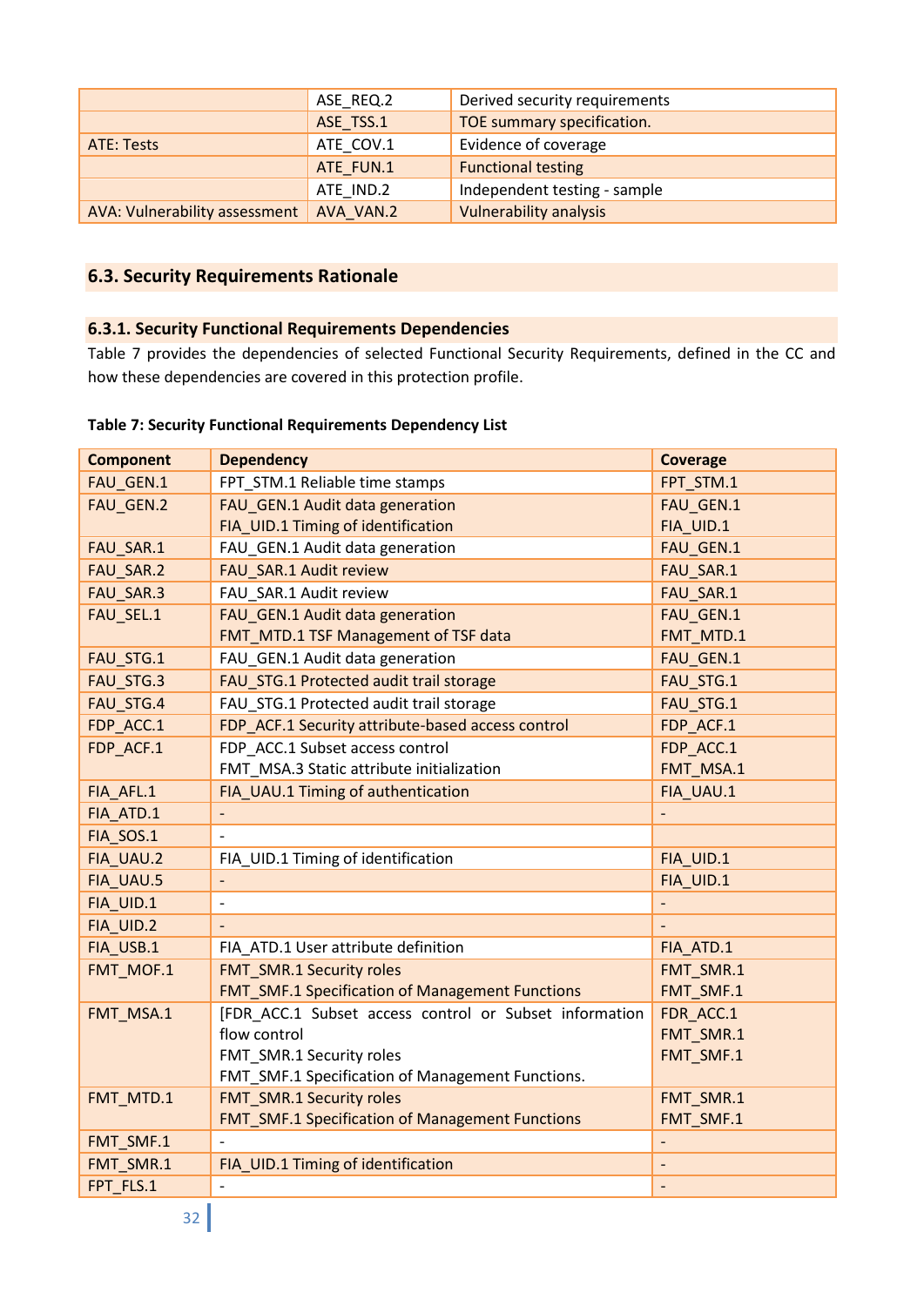| | | |
|---|---|---|
| | ASE_REQ.2 | Derived security requirements |
| | ASE_TSS.1 | TOE summary specification. |
| ATE: Tests | ATE_COV.1 | Evidence of coverage |
| | ATE_FUN.1 | Functional testing |
| | ATE_IND.2 | Independent testing - sample |
| AVA: Vulnerability assessment | AVA_VAN.2 | Vulnerability analysis |

## 6.3. Security Requirements Rationale

### 6.3.1. Security Functional Requirements Dependencies

Table 7 provides the dependencies of selected Functional Security Requirements, defined in the CC and how these dependencies are covered in this protection profile.

**Table 7: Security Functional Requirements Dependency List**

| Component | Dependency | Coverage |
|---|---|---|
| FAU_GEN.1 | FPT_STM.1 Reliable time stamps | FPT_STM.1 |
| FAU_GEN.2 | FAU_GEN.1 Audit data generation<br>FIA_UID.1 Timing of identification | FAU_GEN.1<br>FIA_UID.1 |
| FAU_SAR.1 | FAU_GEN.1 Audit data generation | FAU_GEN.1 |
| FAU_SAR.2 | FAU_SAR.1 Audit review | FAU_SAR.1 |
| FAU_SAR.3 | FAU_SAR.1 Audit review | FAU_SAR.1 |
| FAU_SEL.1 | FAU_GEN.1 Audit data generation<br>FMT_MTD.1 TSF Management of TSF data | FAU_GEN.1<br>FMT_MTD.1 |
| FAU_STG.1 | FAU_GEN.1 Audit data generation | FAU_GEN.1 |
| FAU_STG.3 | FAU_STG.1 Protected audit trail storage | FAU_STG.1 |
| FAU_STG.4 | FAU_STG.1 Protected audit trail storage | FAU_STG.1 |
| FDP_ACC.1 | FDP_ACF.1 Security attribute-based access control | FDP_ACF.1 |
| FDP_ACF.1 | FDP_ACC.1 Subset access control<br>FMT_MSA.3 Static attribute initialization | FDP_ACC.1<br>FMT_MSA.1 |
| FIA_AFL.1 | FIA_UAU.1 Timing of authentication | FIA_UAU.1 |
| FIA_ATD.1 | - | - |
| FIA_SOS.1 | - | |
| FIA_UAU.2 | FIA_UID.1 Timing of identification | FIA_UID.1 |
| FIA_UAU.5 | - | FIA_UID.1 |
| FIA_UID.1 | - | - |
| FIA_UID.2 | - | - |
| FIA_USB.1 | FIA_ATD.1 User attribute definition | FIA_ATD.1 |
| FMT_MOF.1 | FMT_SMR.1 Security roles<br>FMT_SMF.1 Specification of Management Functions | FMT_SMR.1<br>FMT_SMF.1 |
| FMT_MSA.1 | [FDR_ACC.1 Subset access control or Subset information flow control<br>FMT_SMR.1 Security roles<br>FMT_SMF.1 Specification of Management Functions. | FDR_ACC.1<br>FMT_SMR.1<br>FMT_SMF.1 |
| FMT_MTD.1 | FMT_SMR.1 Security roles<br>FMT_SMF.1 Specification of Management Functions | FMT_SMR.1<br>FMT_SMF.1 |
| FMT_SMF.1 | - | - |
| FMT_SMR.1 | FIA_UID.1 Timing of identification | - |
| FPT_FLS.1 | - | - |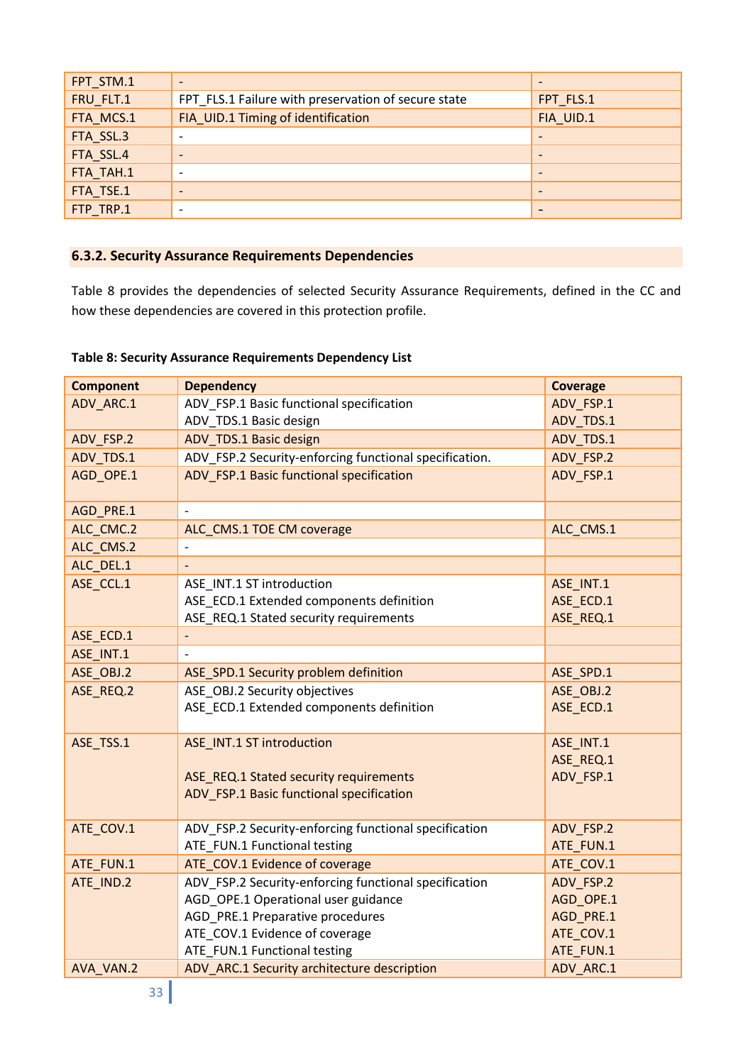| | | |
|---|---|---|
| FPT_STM.1 | - | - |
| FRU_FLT.1 | FPT_FLS.1 Failure with preservation of secure state | FPT_FLS.1 |
| FTA_MCS.1 | FIA_UID.1 Timing of identification | FIA_UID.1 |
| FTA_SSL.3 | - | - |
| FTA_SSL.4 | - | - |
| FTA_TAH.1 | - | - |
| FTA_TSE.1 | - | - |
| FTP_TRP.1 | - | - |

### 6.3.2. Security Assurance Requirements Dependencies

Table 8 provides the dependencies of selected Security Assurance Requirements, defined in the CC and how these dependencies are covered in this protection profile.

**Table 8: Security Assurance Requirements Dependency List**

| Component | Dependency | Coverage |
|---|---|---|
| ADV_ARC.1 | ADV_FSP.1 Basic functional specification<br>ADV_TDS.1 Basic design | ADV_FSP.1<br>ADV_TDS.1 |
| ADV_FSP.2 | ADV_TDS.1 Basic design | ADV_TDS.1 |
| ADV_TDS.1 | ADV_FSP.2 Security-enforcing functional specification. | ADV_FSP.2 |
| AGD_OPE.1 | ADV_FSP.1 Basic functional specification | ADV_FSP.1 |
| AGD_PRE.1 | - | |
| ALC_CMC.2 | ALC_CMS.1 TOE CM coverage | ALC_CMS.1 |
| ALC_CMS.2 | - | |
| ALC_DEL.1 | - | |
| ASE_CCL.1 | ASE_INT.1 ST introduction<br>ASE_ECD.1 Extended components definition<br>ASE_REQ.1 Stated security requirements | ASE_INT.1<br>ASE_ECD.1<br>ASE_REQ.1 |
| ASE_ECD.1 | - | |
| ASE_INT.1 | - | |
| ASE_OBJ.2 | ASE_SPD.1 Security problem definition | ASE_SPD.1 |
| ASE_REQ.2 | ASE_OBJ.2 Security objectives<br>ASE_ECD.1 Extended components definition | ASE_OBJ.2<br>ASE_ECD.1 |
| ASE_TSS.1 | ASE_INT.1 ST introduction<br><br>ASE_REQ.1 Stated security requirements<br>ADV_FSP.1 Basic functional specification | ASE_INT.1<br>ASE_REQ.1<br>ADV_FSP.1 |
| ATE_COV.1 | ADV_FSP.2 Security-enforcing functional specification<br>ATE_FUN.1 Functional testing | ADV_FSP.2<br>ATE_FUN.1 |
| ATE_FUN.1 | ATE_COV.1 Evidence of coverage | ATE_COV.1 |
| ATE_IND.2 | ADV_FSP.2 Security-enforcing functional specification<br>AGD_OPE.1 Operational user guidance<br>AGD_PRE.1 Preparative procedures<br>ATE_COV.1 Evidence of coverage<br>ATE_FUN.1 Functional testing | ADV_FSP.2<br>AGD_OPE.1<br>AGD_PRE.1<br>ATE_COV.1<br>ATE_FUN.1 |
| AVA_VAN.2 | ADV_ARC.1 Security architecture description | ADV_ARC.1 |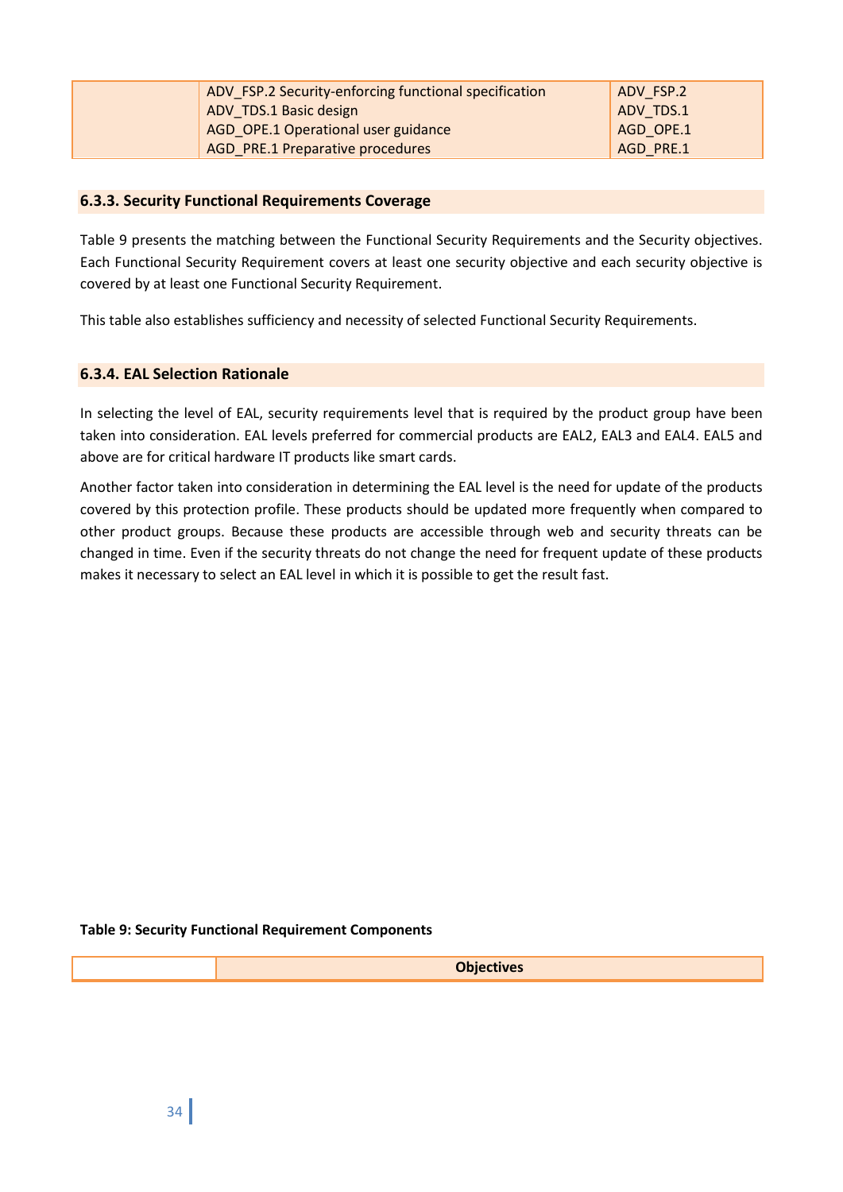| | | |
|---|---|---|
| | ADV_FSP.2 Security-enforcing functional specification<br>ADV_TDS.1 Basic design<br>AGD_OPE.1 Operational user guidance<br>AGD_PRE.1 Preparative procedures | ADV_FSP.2<br>ADV_TDS.1<br>AGD_OPE.1<br>AGD_PRE.1 |

### 6.3.3. Security Functional Requirements Coverage

Table 9 presents the matching between the Functional Security Requirements and the Security objectives. Each Functional Security Requirement covers at least one security objective and each security objective is covered by at least one Functional Security Requirement.

This table also establishes sufficiency and necessity of selected Functional Security Requirements.

### 6.3.4. EAL Selection Rationale

In selecting the level of EAL, security requirements level that is required by the product group have been taken into consideration. EAL levels preferred for commercial products are EAL2, EAL3 and EAL4. EAL5 and above are for critical hardware IT products like smart cards.

Another factor taken into consideration in determining the EAL level is the need for update of the products covered by this protection profile. These products should be updated more frequently when compared to other product groups. Because these products are accessible through web and security threats can be changed in time. Even if the security threats do not change the need for frequent update of these products makes it necessary to select an EAL level in which it is possible to get the result fast.

**Table 9: Security Functional Requirement Components**

| | Objectives |
|---|---|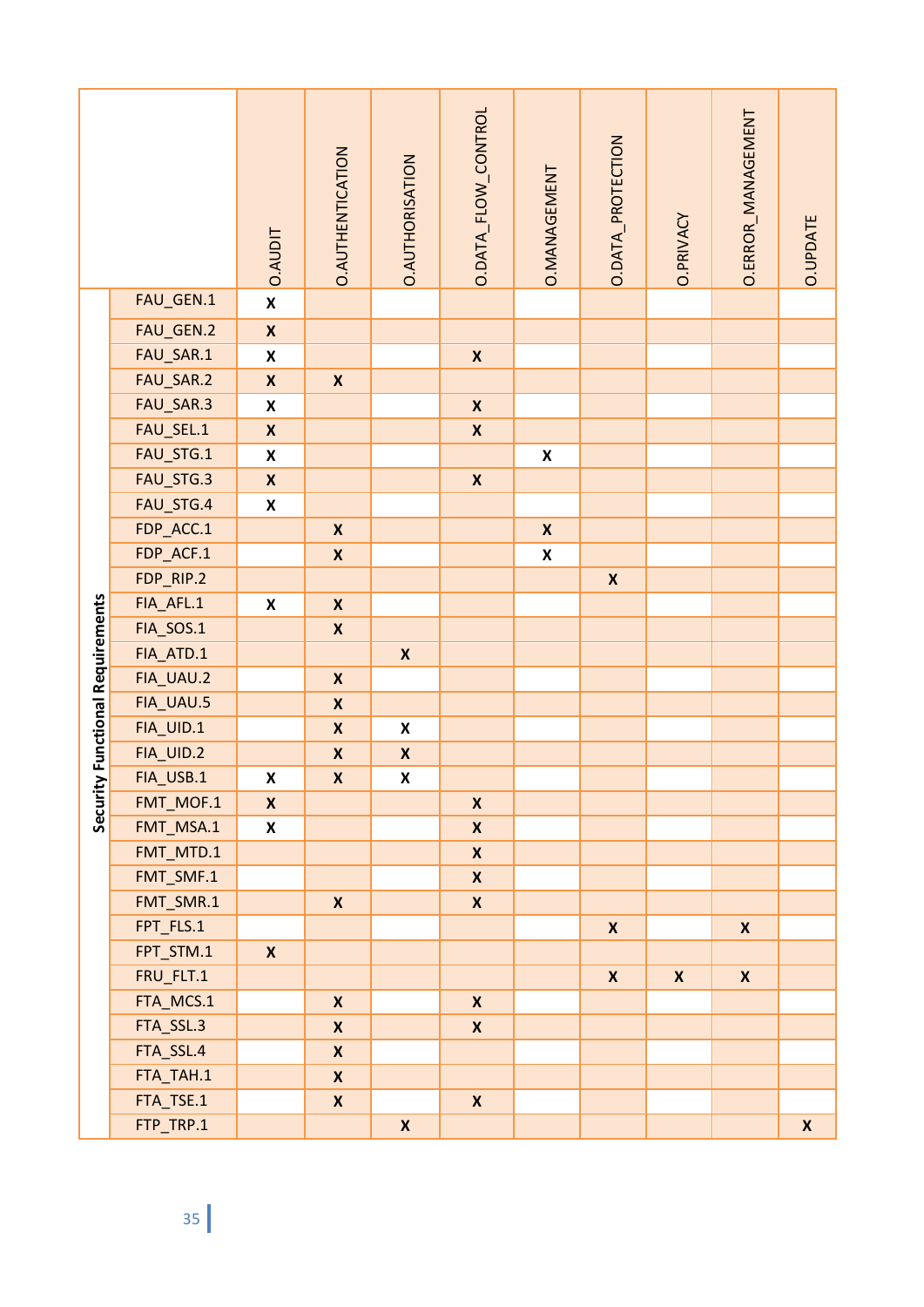| | | O.AUDIT | O.AUTHENTICATION | O.AUTHORISATION | O.DATA_FLOW_CONTROL | O.MANAGEMENT | O.DATA_PROTECTION | O.PRIVACY | O.ERROR_MANAGEMENT | O.UPDATE |
|---|---|---|---|---|---|---|---|---|---|---|
| Security Functional Requirements | FAU_GEN.1 | X | | | | | | | | |
| | FAU_GEN.2 | X | | | | | | | | |
| | FAU_SAR.1 | X | | | X | | | | | |
| | FAU_SAR.2 | X | X | | | | | | | |
| | FAU_SAR.3 | X | | | X | | | | | |
| | FAU_SEL.1 | X | | | X | | | | | |
| | FAU_STG.1 | X | | | | X | | | | |
| | FAU_STG.3 | X | | | X | | | | | |
| | FAU_STG.4 | X | | | | | | | | |
| | FDP_ACC.1 | | X | | | X | | | | |
| | FDP_ACF.1 | | X | | | X | | | | |
| | FDP_RIP.2 | | | | | | X | | | |
| | FIA_AFL.1 | X | X | | | | | | | |
| | FIA_SOS.1 | | X | | | | | | | |
| | FIA_ATD.1 | | | X | | | | | | |
| | FIA_UAU.2 | | X | | | | | | | |
| | FIA_UAU.5 | | X | | | | | | | |
| | FIA_UID.1 | | X | X | | | | | | |
| | FIA_UID.2 | | X | X | | | | | | |
| | FIA_USB.1 | X | X | X | | | | | | |
| | FMT_MOF.1 | X | | | X | | | | | |
| | FMT_MSA.1 | X | | | X | | | | | |
| | FMT_MTD.1 | | | | X | | | | | |
| | FMT_SMF.1 | | | | X | | | | | |
| | FMT_SMR.1 | | X | | X | | | | | |
| | FPT_FLS.1 | | | | | | X | | X | |
| | FPT_STM.1 | X | | | | | | | | |
| | FRU_FLT.1 | | | | | | X | X | X | |
| | FTA_MCS.1 | | X | | X | | | | | |
| | FTA_SSL.3 | | X | | X | | | | | |
| | FTA_SSL.4 | | X | | | | | | | |
| | FTA_TAH.1 | | X | | | | | | | |
| | FTA_TSE.1 | | X | | X | | | | | |
| | FTP_TRP.1 | | | X | | | | | | X |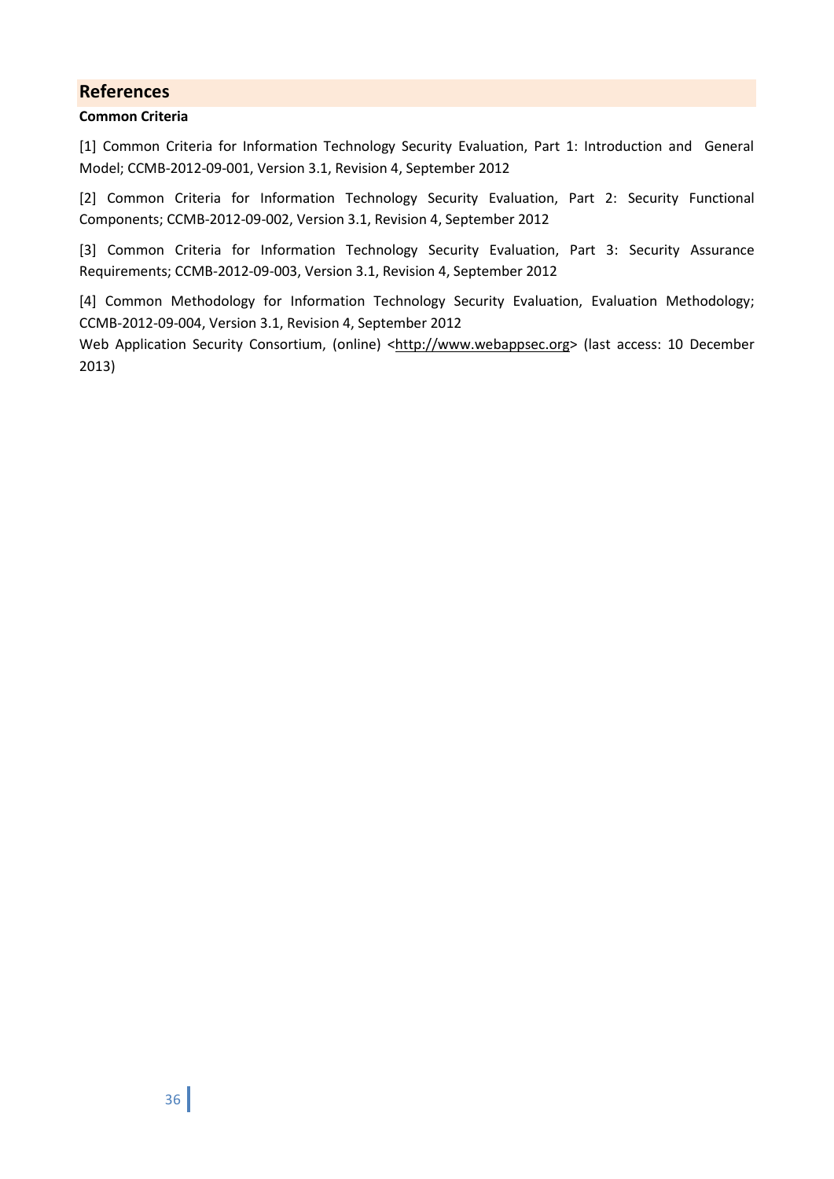## References

**Common Criteria**

[1] Common Criteria for Information Technology Security Evaluation, Part 1: Introduction and General Model; CCMB-2012-09-001, Version 3.1, Revision 4, September 2012

[2] Common Criteria for Information Technology Security Evaluation, Part 2: Security Functional Components; CCMB-2012-09-002, Version 3.1, Revision 4, September 2012

[3] Common Criteria for Information Technology Security Evaluation, Part 3: Security Assurance Requirements; CCMB-2012-09-003, Version 3.1, Revision 4, September 2012

[4] Common Methodology for Information Technology Security Evaluation, Evaluation Methodology; CCMB-2012-09-004, Version 3.1, Revision 4, September 2012

Web Application Security Consortium, (online) <http://www.webappsec.org> (last access: 10 December 2013)